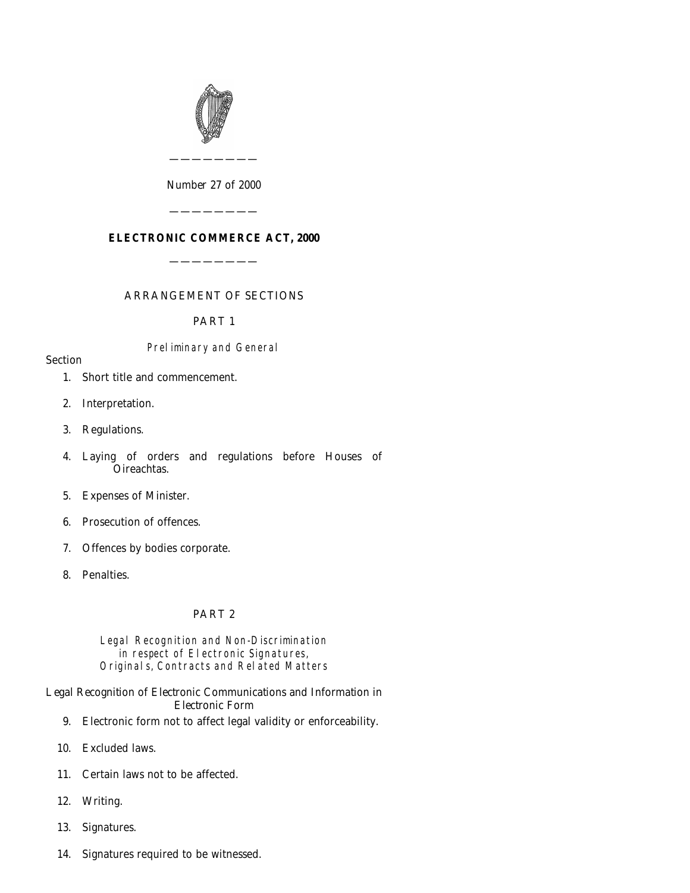Number 27 of 2000

---

# ELECTRONIC COMMERCE ACT, 2000

---

ARRANGEMENT OF SECTIONS

## PART 1

*Preliminary and General*

Section

1. Short title and commencement.

2. Interpretation.

3. Regulations.

4. Laying of orders and regulations before Houses of Oireachtas.

5. Expenses of Minister.

6. Prosecution of offences.

7. Offences by bodies corporate.

8. Penalties.

## PART 2

*Legal Recognition and Non-Discrimination in respect of Electronic Signatures, Originals, Contracts and Related Matters*

Legal Recognition of Electronic Communications and Information in Electronic Form

9. Electronic form not to affect legal validity or enforceability.

10. Excluded laws.

11. Certain laws not to be affected.

12. Writing.

13. Signatures.

14. Signatures required to be witnessed.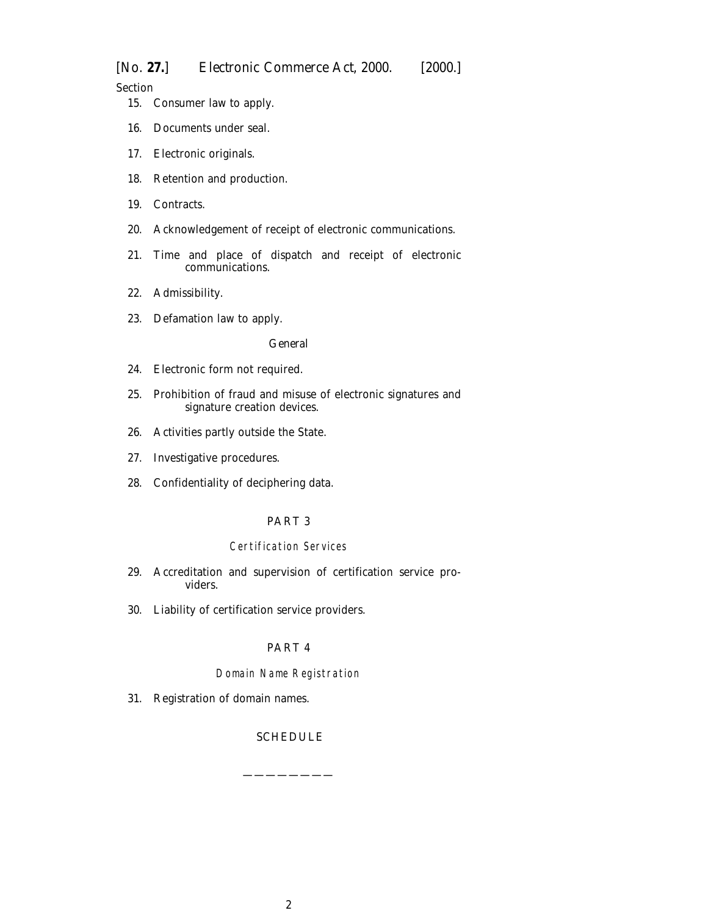Section

15. Consumer law to apply.

16. Documents under seal.

17. Electronic originals.

18. Retention and production.

19. Contracts.

20. Acknowledgement of receipt of electronic communications.

21. Time and place of dispatch and receipt of electronic communications.

22. Admissibility.

23. Defamation law to apply.

General

24. Electronic form not required.

25. Prohibition of fraud and misuse of electronic signatures and signature creation devices.

26. Activities partly outside the State.

27. Investigative procedures.

28. Confidentiality of deciphering data.

PART 3

*Certification Services*

29. Accreditation and supervision of certification service providers.

30. Liability of certification service providers.

PART 4

*Domain Name Registration*

31. Registration of domain names.

SCHEDULE

————————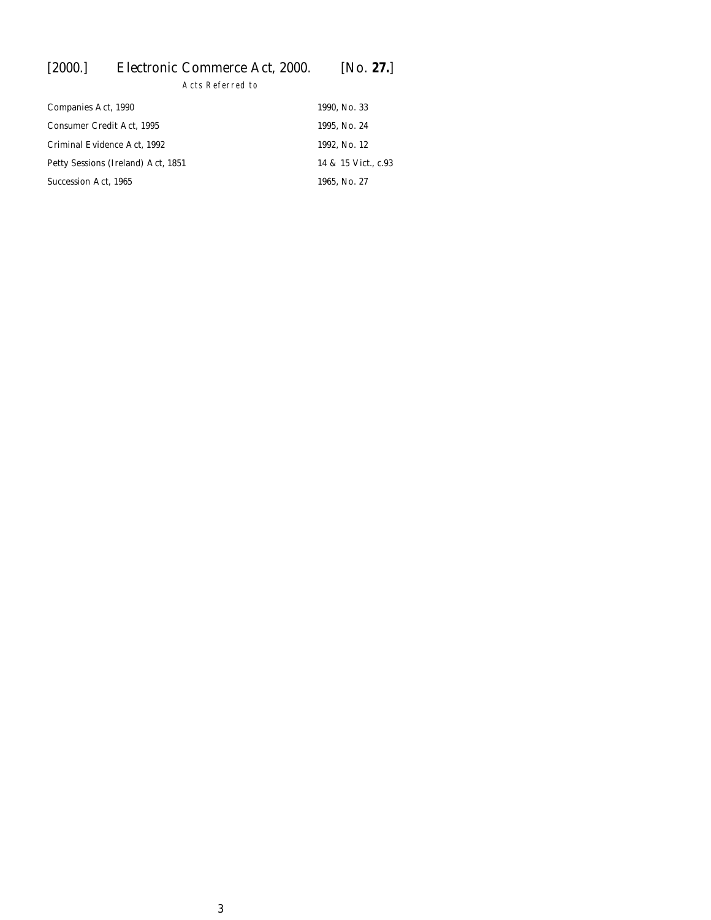*Acts Referred to*

| | |
|---|---|
| Companies Act, 1990 | 1990, No. 33 |
| Consumer Credit Act, 1995 | 1995, No. 24 |
| Criminal Evidence Act, 1992 | 1992, No. 12 |
| Petty Sessions (Ireland) Act, 1851 | 14 & 15 Vict., c.93 |
| Succession Act, 1965 | 1965, No. 27 |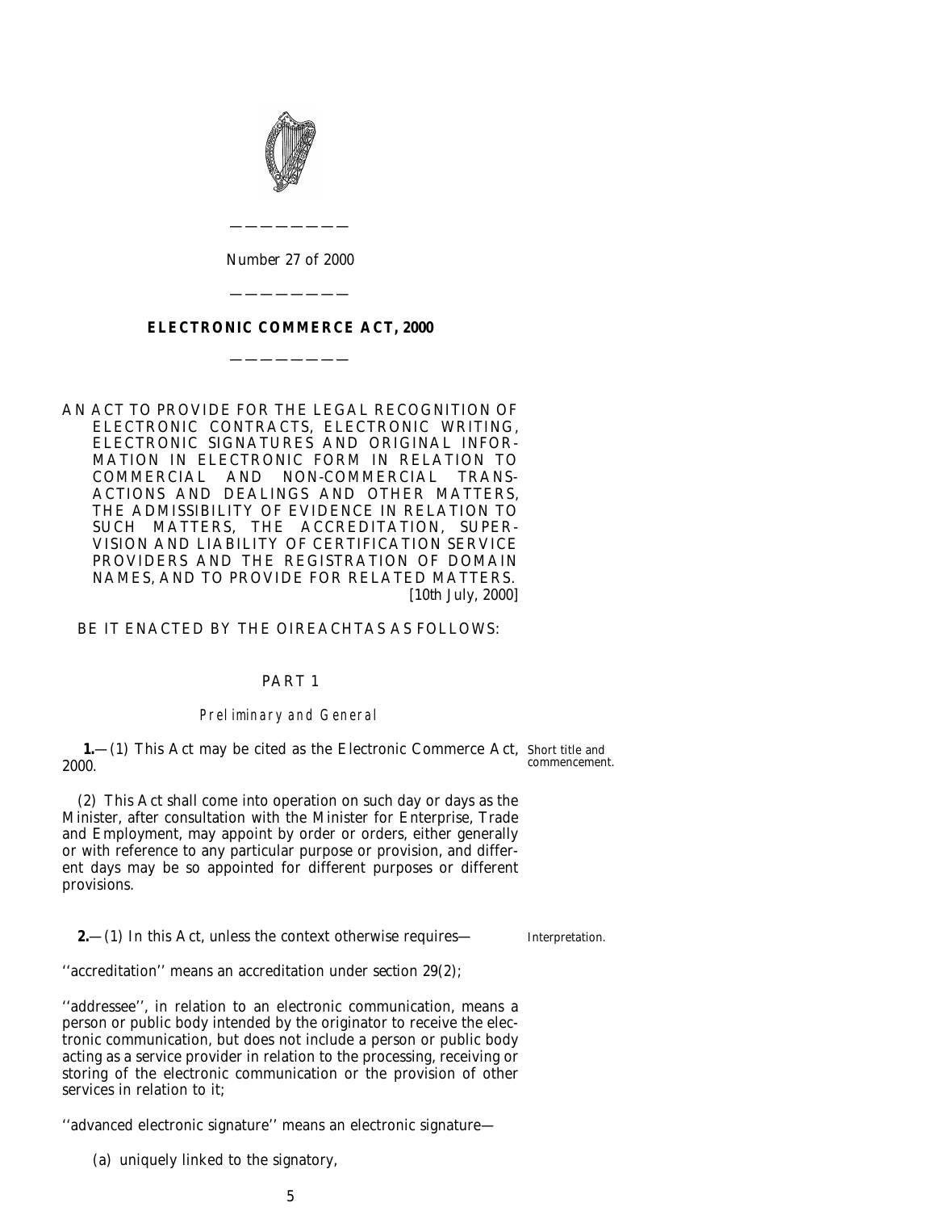Number 27 of 2000

---

# ELECTRONIC COMMERCE ACT, 2000

---

AN ACT TO PROVIDE FOR THE LEGAL RECOGNITION OF ELECTRONIC CONTRACTS, ELECTRONIC WRITING, ELECTRONIC SIGNATURES AND ORIGINAL INFORMATION IN ELECTRONIC FORM IN RELATION TO COMMERCIAL AND NON-COMMERCIAL TRANSACTIONS AND DEALINGS AND OTHER MATTERS, THE ADMISSIBILITY OF EVIDENCE IN RELATION TO SUCH MATTERS, THE ACCREDITATION, SUPERVISION AND LIABILITY OF CERTIFICATION SERVICE PROVIDERS AND THE REGISTRATION OF DOMAIN NAMES, AND TO PROVIDE FOR RELATED MATTERS. [10th July, 2000]

BE IT ENACTED BY THE OIREACHTAS AS FOLLOWS:

## PART 1

### *Preliminary and General*

Short title and commencement.

**1.**—(1) This Act may be cited as the Electronic Commerce Act, 2000.

(2) This Act shall come into operation on such day or days as the Minister, after consultation with the Minister for Enterprise, Trade and Employment, may appoint by order or orders, either generally or with reference to any particular purpose or provision, and different days may be so appointed for different purposes or different provisions.

Interpretation.

**2.**—(1) In this Act, unless the context otherwise requires—

''accreditation'' means an accreditation under *section 29(2)*;

''addressee'', in relation to an electronic communication, means a person or public body intended by the originator to receive the electronic communication, but does not include a person or public body acting as a service provider in relation to the processing, receiving or storing of the electronic communication or the provision of other services in relation to it;

''advanced electronic signature'' means an electronic signature—

(*a*) uniquely linked to the signatory,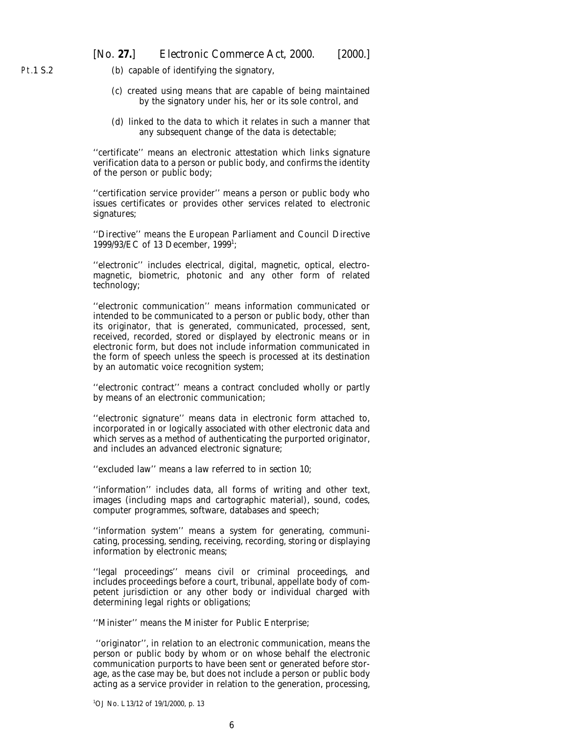(b) capable of identifying the signatory,

(c) created using means that are capable of being maintained by the signatory under his, her or its sole control, and

(d) linked to the data to which it relates in such a manner that any subsequent change of the data is detectable;

''certificate'' means an electronic attestation which links signature verification data to a person or public body, and confirms the identity of the person or public body;

''certification service provider'' means a person or public body who issues certificates or provides other services related to electronic signatures;

''Directive'' means the European Parliament and Council Directive 1999/93/EC of 13 December, 1999[1];

''electronic'' includes electrical, digital, magnetic, optical, electro-magnetic, biometric, photonic and any other form of related technology;

''electronic communication'' means information communicated or intended to be communicated to a person or public body, other than its originator, that is generated, communicated, processed, sent, received, recorded, stored or displayed by electronic means or in electronic form, but does not include information communicated in the form of speech unless the speech is processed at its destination by an automatic voice recognition system;

''electronic contract'' means a contract concluded wholly or partly by means of an electronic communication;

''electronic signature'' means data in electronic form attached to, incorporated in or logically associated with other electronic data and which serves as a method of authenticating the purported originator, and includes an advanced electronic signature;

''excluded law'' means a law referred to in *section 10*;

''information'' includes data, all forms of writing and other text, images (including maps and cartographic material), sound, codes, computer programmes, software, databases and speech;

''information system'' means a system for generating, communicating, processing, sending, receiving, recording, storing or displaying information by electronic means;

''legal proceedings'' means civil or criminal proceedings, and includes proceedings before a court, tribunal, appellate body of competent jurisdiction or any other body or individual charged with determining legal rights or obligations;

''Minister'' means the Minister for Public Enterprise;

''originator'', in relation to an electronic communication, means the person or public body by whom or on whose behalf the electronic communication purports to have been sent or generated before storage, as the case may be, but does not include a person or public body acting as a service provider in relation to the generation, processing,

[1] OJ No. L 13/12 of 19/1/2000, p. 13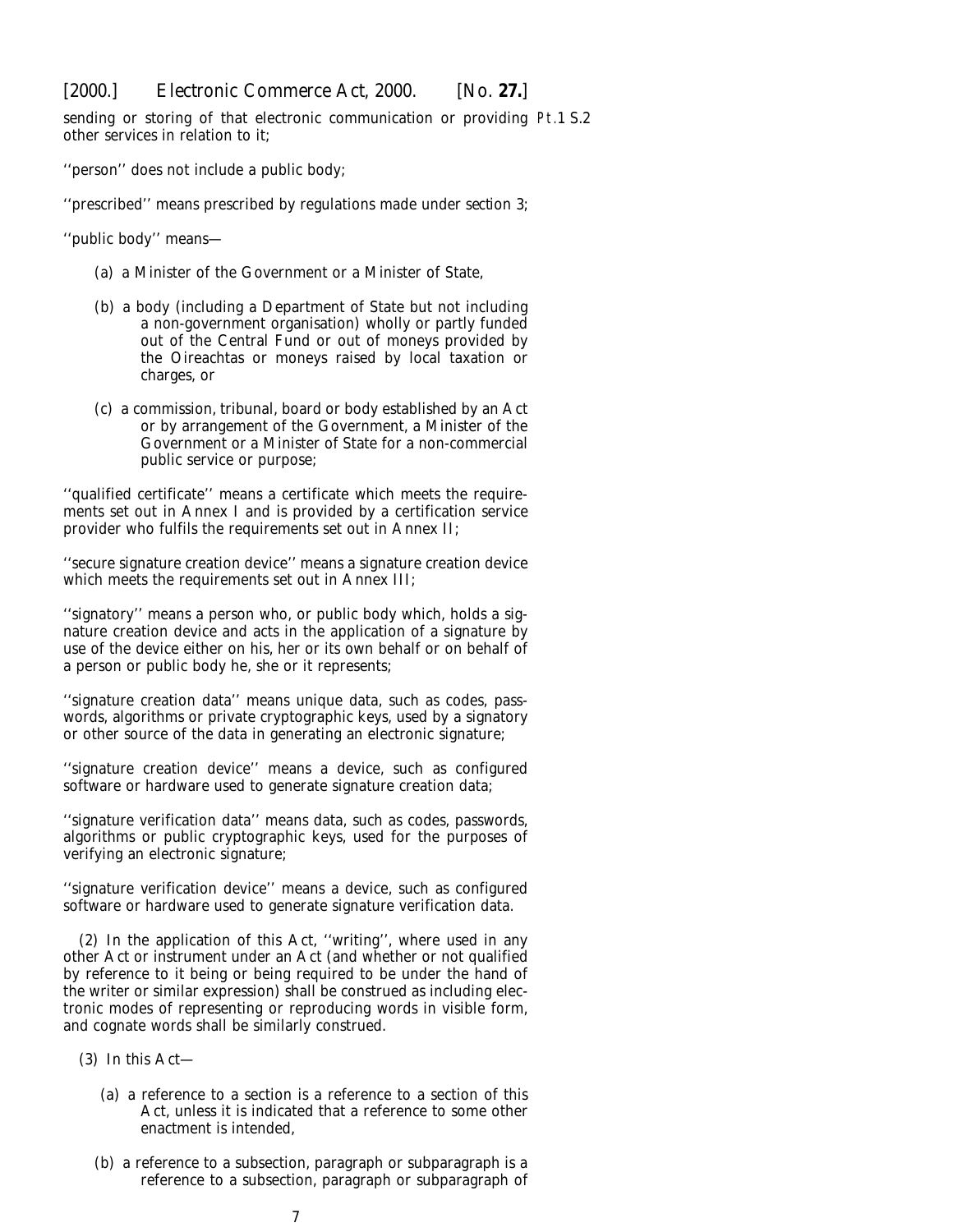sending or storing of that electronic communication or providing other services in relation to it;

''person'' does not include a public body;

''prescribed'' means prescribed by regulations made under *section 3*;

''public body'' means—

(*a*) a Minister of the Government or a Minister of State,

(*b*) a body (including a Department of State but not including a non-government organisation) wholly or partly funded out of the Central Fund or out of moneys provided by the Oireachtas or moneys raised by local taxation or charges, or

(*c*) a commission, tribunal, board or body established by an Act or by arrangement of the Government, a Minister of the Government or a Minister of State for a non-commercial public service or purpose;

''qualified certificate'' means a certificate which meets the requirements set out in Annex I and is provided by a certification service provider who fulfils the requirements set out in Annex II;

''secure signature creation device'' means a signature creation device which meets the requirements set out in Annex III;

''signatory'' means a person who, or public body which, holds a signature creation device and acts in the application of a signature by use of the device either on his, her or its own behalf or on behalf of a person or public body he, she or it represents;

''signature creation data'' means unique data, such as codes, passwords, algorithms or private cryptographic keys, used by a signatory or other source of the data in generating an electronic signature;

''signature creation device'' means a device, such as configured software or hardware used to generate signature creation data;

''signature verification data'' means data, such as codes, passwords, algorithms or public cryptographic keys, used for the purposes of verifying an electronic signature;

''signature verification device'' means a device, such as configured software or hardware used to generate signature verification data.

(2) In the application of this Act, ''writing'', where used in any other Act or instrument under an Act (and whether or not qualified by reference to it being or being required to be under the hand of the writer or similar expression) shall be construed as including electronic modes of representing or reproducing words in visible form, and cognate words shall be similarly construed.

(3) In this Act—

(*a*) a reference to a section is a reference to a section of this Act, unless it is indicated that a reference to some other enactment is intended,

(*b*) a reference to a subsection, paragraph or subparagraph is a reference to a subsection, paragraph or subparagraph of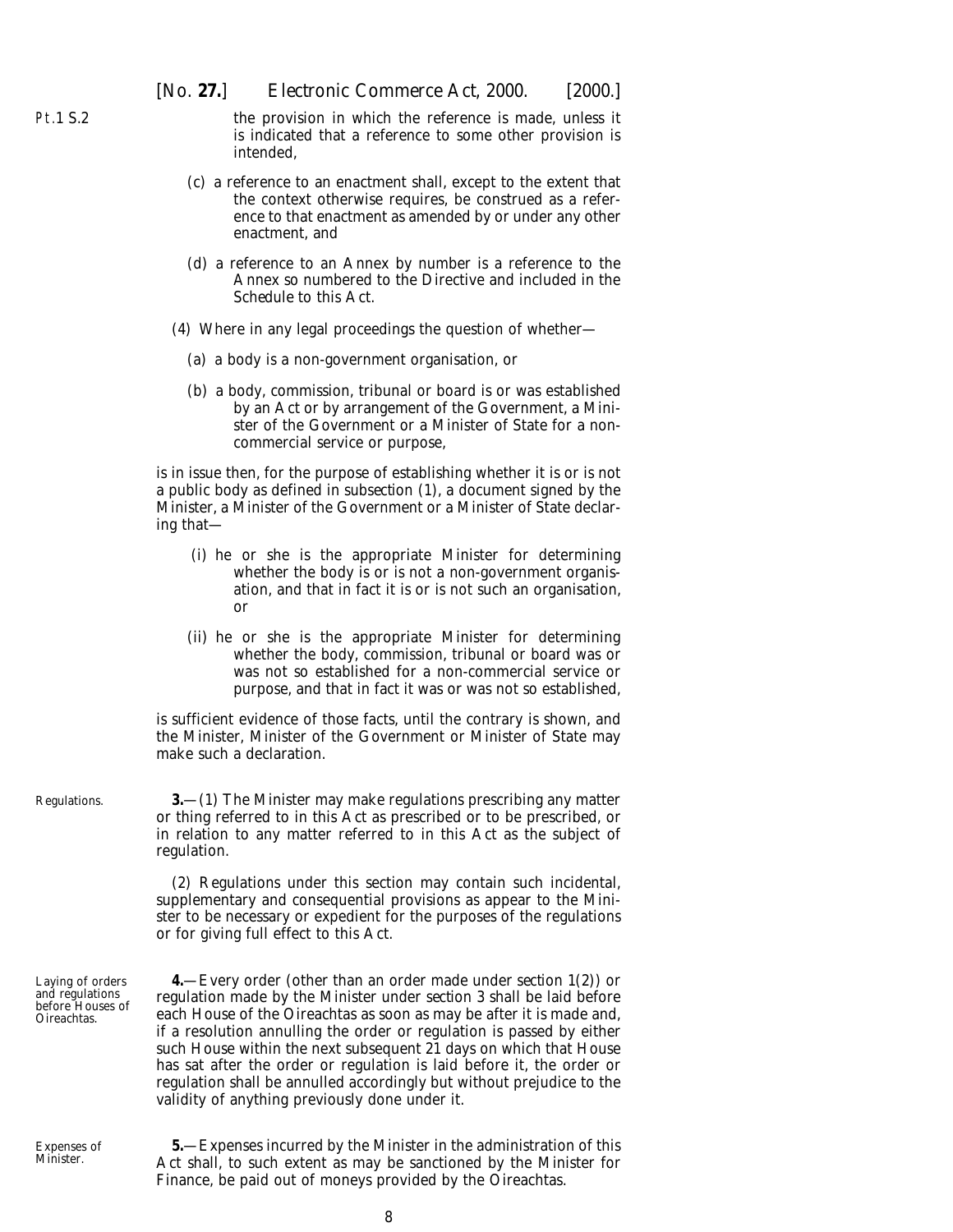the provision in which the reference is made, unless it is indicated that a reference to some other provision is intended,

(*c*) a reference to an enactment shall, except to the extent that the context otherwise requires, be construed as a reference to that enactment as amended by or under any other enactment, and

(*d*) a reference to an Annex by number is a reference to the Annex so numbered to the Directive and included in the *Schedule* to this Act.

(4) Where in any legal proceedings the question of whether—

(*a*) a body is a non-government organisation, or

(*b*) a body, commission, tribunal or board is or was established by an Act or by arrangement of the Government, a Minister of the Government or a Minister of State for a non-commercial service or purpose,

is in issue then, for the purpose of establishing whether it is or is not a public body as defined in *subsection (1)*, a document signed by the Minister, a Minister of the Government or a Minister of State declaring that—

(i) he or she is the appropriate Minister for determining whether the body is or is not a non-government organisation, and that in fact it is or is not such an organisation, or

(ii) he or she is the appropriate Minister for determining whether the body, commission, tribunal or board was or was not so established for a non-commercial service or purpose, and that in fact it was or was not so established,

is sufficient evidence of those facts, until the contrary is shown, and the Minister, Minister of the Government or Minister of State may make such a declaration.

Regulations.

**3.**—(1) The Minister may make regulations prescribing any matter or thing referred to in this Act as prescribed or to be prescribed, or in relation to any matter referred to in this Act as the subject of regulation.

(2) Regulations under this section may contain such incidental, supplementary and consequential provisions as appear to the Minister to be necessary or expedient for the purposes of the regulations or for giving full effect to this Act.

Laying of orders and regulations before Houses of Oireachtas.

**4.**—Every order (other than an order made under *section 1(2)*) or regulation made by the Minister under *section 3* shall be laid before each House of the Oireachtas as soon as may be after it is made and, if a resolution annulling the order or regulation is passed by either such House within the next subsequent 21 days on which that House has sat after the order or regulation is laid before it, the order or regulation shall be annulled accordingly but without prejudice to the validity of anything previously done under it.

Expenses of Minister.

**5.**—Expenses incurred by the Minister in the administration of this Act shall, to such extent as may be sanctioned by the Minister for Finance, be paid out of moneys provided by the Oireachtas.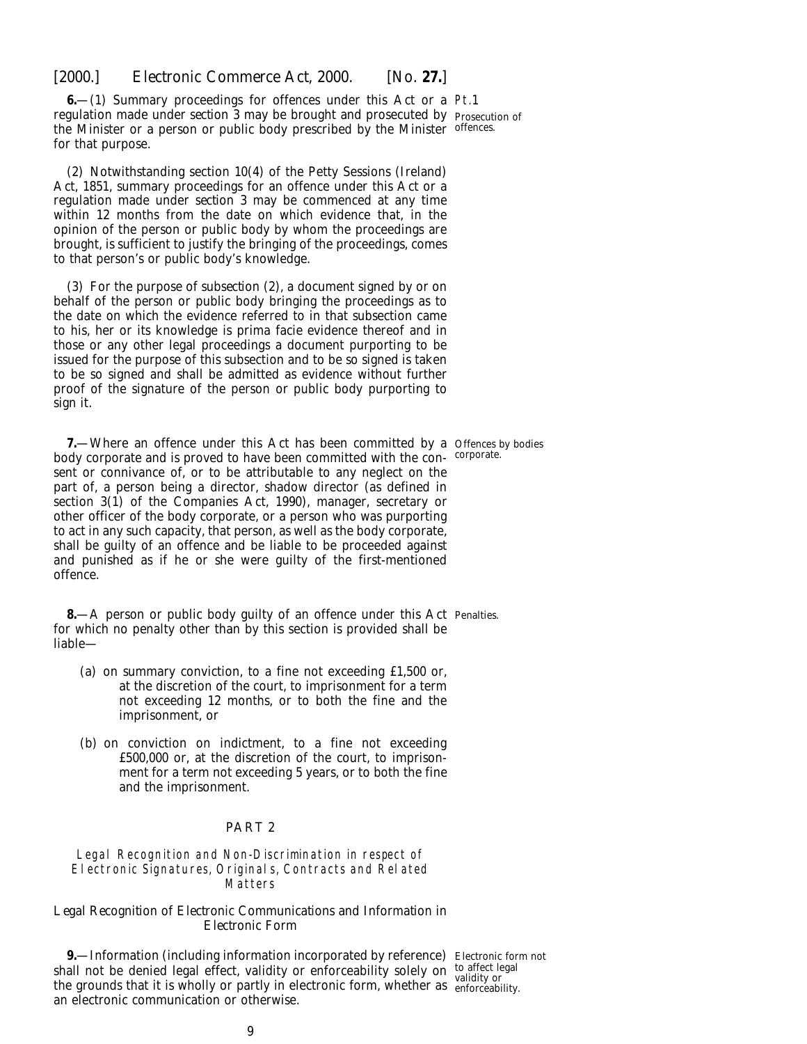Pt.1

**6.**—(1) Summary proceedings for offences under this Act or a regulation made under *section 3* may be brought and prosecuted by the Minister or a person or public body prescribed by the Minister for that purpose.

Prosecution of offences.

(2) Notwithstanding section 10(4) of the Petty Sessions (Ireland) Act, 1851, summary proceedings for an offence under this Act or a regulation made under *section 3* may be commenced at any time within 12 months from the date on which evidence that, in the opinion of the person or public body by whom the proceedings are brought, is sufficient to justify the bringing of the proceedings, comes to that person's or public body's knowledge.

(3) For the purpose of *subsection (2)*, a document signed by or on behalf of the person or public body bringing the proceedings as to the date on which the evidence referred to in that subsection came to his, her or its knowledge is prima facie evidence thereof and in those or any other legal proceedings a document purporting to be issued for the purpose of this subsection and to be so signed is taken to be so signed and shall be admitted as evidence without further proof of the signature of the person or public body purporting to sign it.

Offences by bodies corporate.

**7.**—Where an offence under this Act has been committed by a body corporate and is proved to have been committed with the consent or connivance of, or to be attributable to any neglect on the part of, a person being a director, shadow director (as defined in section 3(1) of the Companies Act, 1990), manager, secretary or other officer of the body corporate, or a person who was purporting to act in any such capacity, that person, as well as the body corporate, shall be guilty of an offence and be liable to be proceeded against and punished as if he or she were guilty of the first-mentioned offence.

Penalties.

**8.**—A person or public body guilty of an offence under this Act for which no penalty other than by this section is provided shall be liable—

(*a*) on summary conviction, to a fine not exceeding £1,500 or, at the discretion of the court, to imprisonment for a term not exceeding 12 months, or to both the fine and the imprisonment, or

(*b*) on conviction on indictment, to a fine not exceeding £500,000 or, at the discretion of the court, to imprisonment for a term not exceeding 5 years, or to both the fine and the imprisonment.

## PART 2

### Legal Recognition and Non-Discrimination in respect of Electronic Signatures, Originals, Contracts and Related Matters

#### *Legal Recognition of Electronic Communications and Information in Electronic Form*

Electronic form not to affect legal validity or enforceability.

**9.**—Information (including information incorporated by reference) shall not be denied legal effect, validity or enforceability solely on the grounds that it is wholly or partly in electronic form, whether as an electronic communication or otherwise.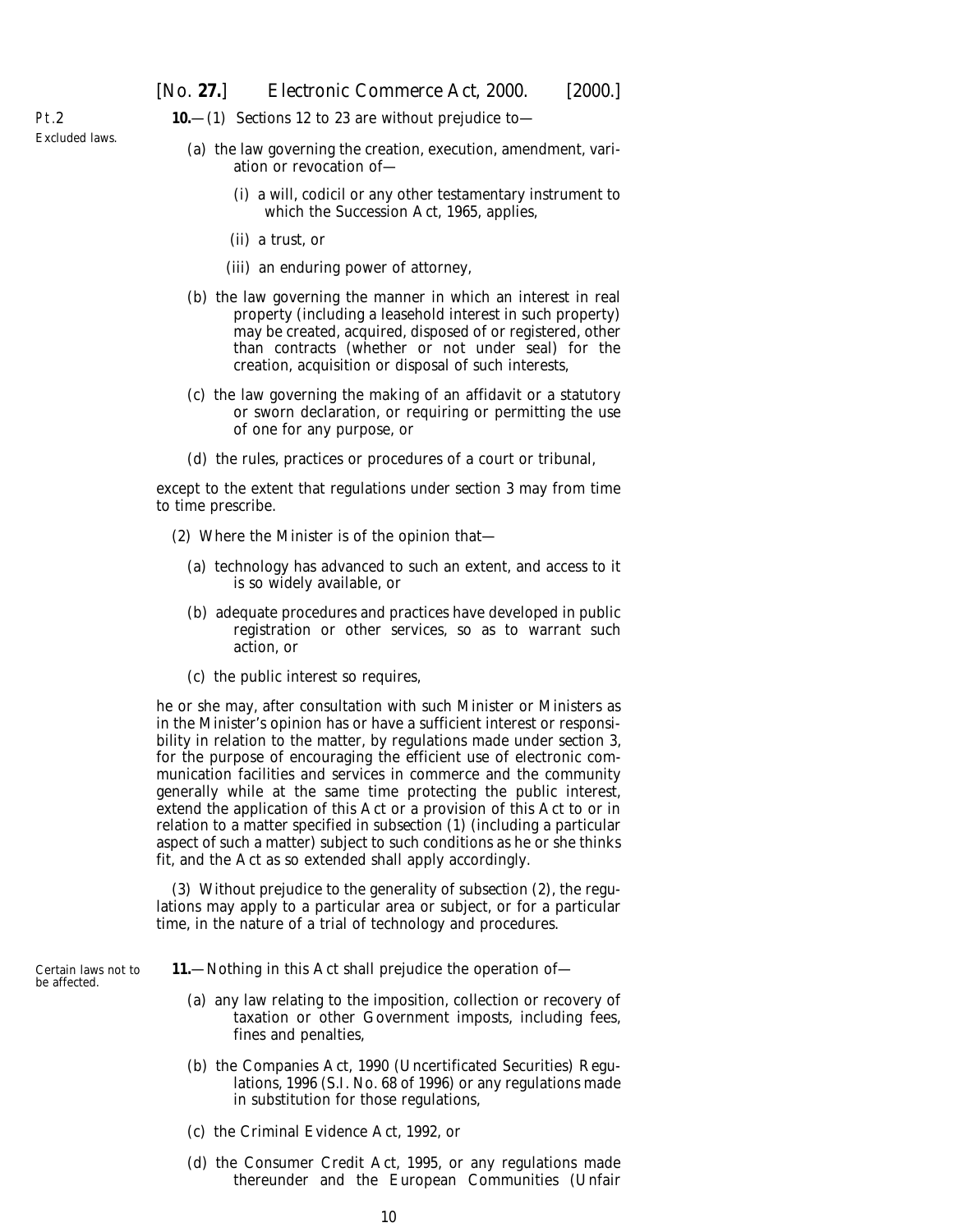Pt.2

Excluded laws.

**10.**—(1) Sections 12 to 23 are without prejudice to—

(*a*) the law governing the creation, execution, amendment, variation or revocation of—

(i) a will, codicil or any other testamentary instrument to which the Succession Act, 1965, applies,

(ii) a trust, or

(iii) an enduring power of attorney,

(*b*) the law governing the manner in which an interest in real property (including a leasehold interest in such property) may be created, acquired, disposed of or registered, other than contracts (whether or not under seal) for the creation, acquisition or disposal of such interests,

(*c*) the law governing the making of an affidavit or a statutory or sworn declaration, or requiring or permitting the use of one for any purpose, or

(*d*) the rules, practices or procedures of a court or tribunal,

except to the extent that regulations under *section 3* may from time to time prescribe.

(2) Where the Minister is of the opinion that—

(*a*) technology has advanced to such an extent, and access to it is so widely available, or

(*b*) adequate procedures and practices have developed in public registration or other services, so as to warrant such action, or

(*c*) the public interest so requires,

he or she may, after consultation with such Minister or Ministers as in the Minister's opinion has or have a sufficient interest or responsibility in relation to the matter, by regulations made under *section 3*, for the purpose of encouraging the efficient use of electronic communication facilities and services in commerce and the community generally while at the same time protecting the public interest, extend the application of this Act or a provision of this Act to or in relation to a matter specified in *subsection (1)* (including a particular aspect of such a matter) subject to such conditions as he or she thinks fit, and the Act as so extended shall apply accordingly.

(3) Without prejudice to the generality of *subsection (2)*, the regulations may apply to a particular area or subject, or for a particular time, in the nature of a trial of technology and procedures.

Certain laws not to be affected.

**11.**—Nothing in this Act shall prejudice the operation of—

(*a*) any law relating to the imposition, collection or recovery of taxation or other Government imposts, including fees, fines and penalties,

(*b*) the Companies Act, 1990 (Uncertificated Securities) Regulations, 1996 (S.I. No. 68 of 1996) or any regulations made in substitution for those regulations,

(*c*) the Criminal Evidence Act, 1992, or

(*d*) the Consumer Credit Act, 1995, or any regulations made thereunder and the European Communities (Unfair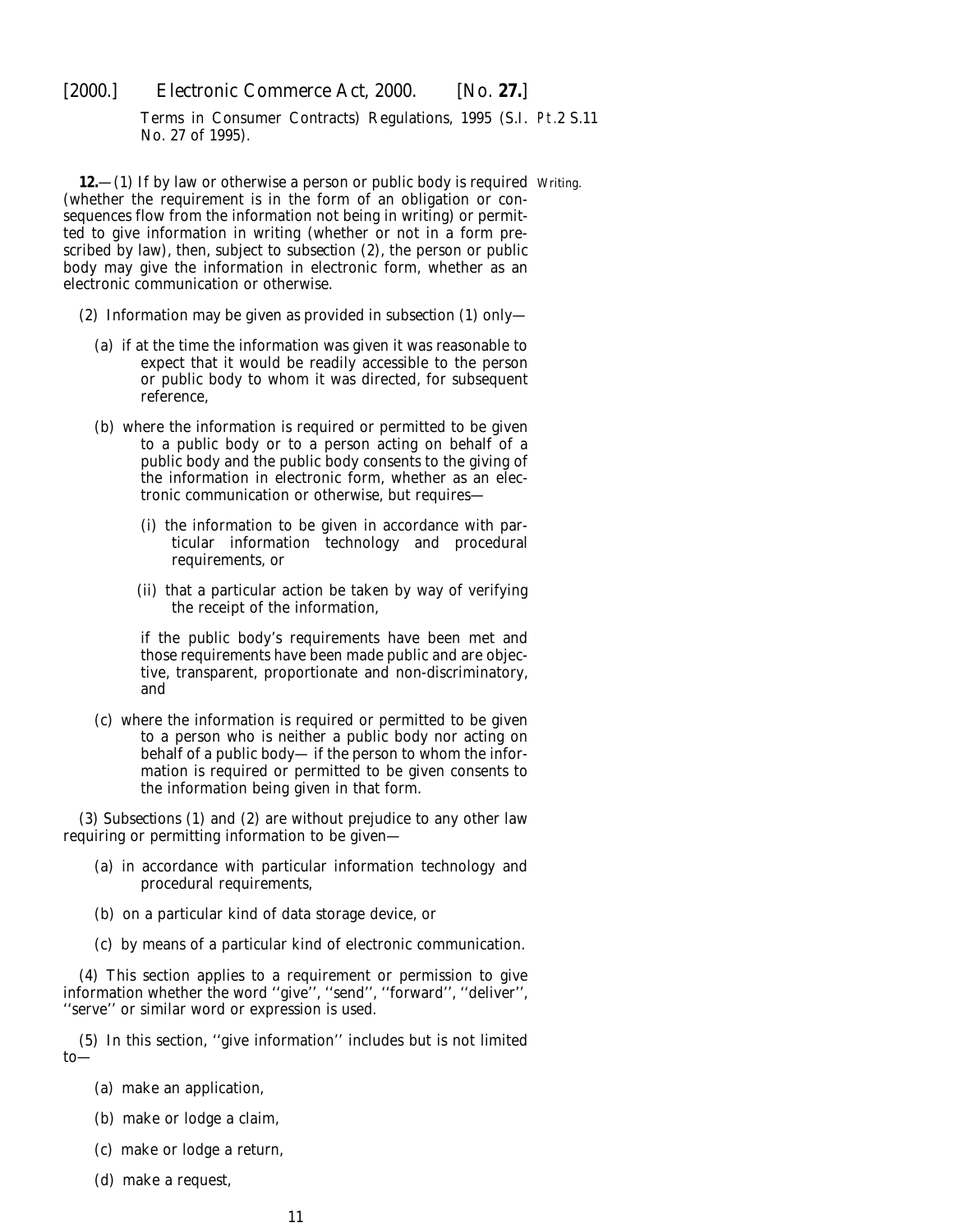Terms in Consumer Contracts) Regulations, 1995 (S.I. No. 27 of 1995).

**12.**—(1) If by law or otherwise a person or public body is required (whether the requirement is in the form of an obligation or consequences flow from the information not being in writing) or permitted to give information in writing (whether or not in a form prescribed by law), then, subject to *subsection (2)*, the person or public body may give the information in electronic form, whether as an electronic communication or otherwise.

Writing.

(2) Information may be given as provided in *subsection (1)* only—

(*a*) if at the time the information was given it was reasonable to expect that it would be readily accessible to the person or public body to whom it was directed, for subsequent reference,

(*b*) where the information is required or permitted to be given to a public body or to a person acting on behalf of a public body and the public body consents to the giving of the information in electronic form, whether as an electronic communication or otherwise, but requires—

(i) the information to be given in accordance with particular information technology and procedural requirements, or

(ii) that a particular action be taken by way of verifying the receipt of the information,

if the public body's requirements have been met and those requirements have been made public and are objective, transparent, proportionate and non-discriminatory, and

(*c*) where the information is required or permitted to be given to a person who is neither a public body nor acting on behalf of a public body— if the person to whom the information is required or permitted to be given consents to the information being given in that form.

(3) *Subsections (1)* and *(2)* are without prejudice to any other law requiring or permitting information to be given—

(*a*) in accordance with particular information technology and procedural requirements,

(*b*) on a particular kind of data storage device, or

(*c*) by means of a particular kind of electronic communication.

(4) This section applies to a requirement or permission to give information whether the word ''give'', ''send'', ''forward'', ''deliver'', ''serve'' or similar word or expression is used.

(5) In this section, ''give information'' includes but is not limited to—

(*a*) make an application,

(*b*) make or lodge a claim,

(*c*) make or lodge a return,

(*d*) make a request,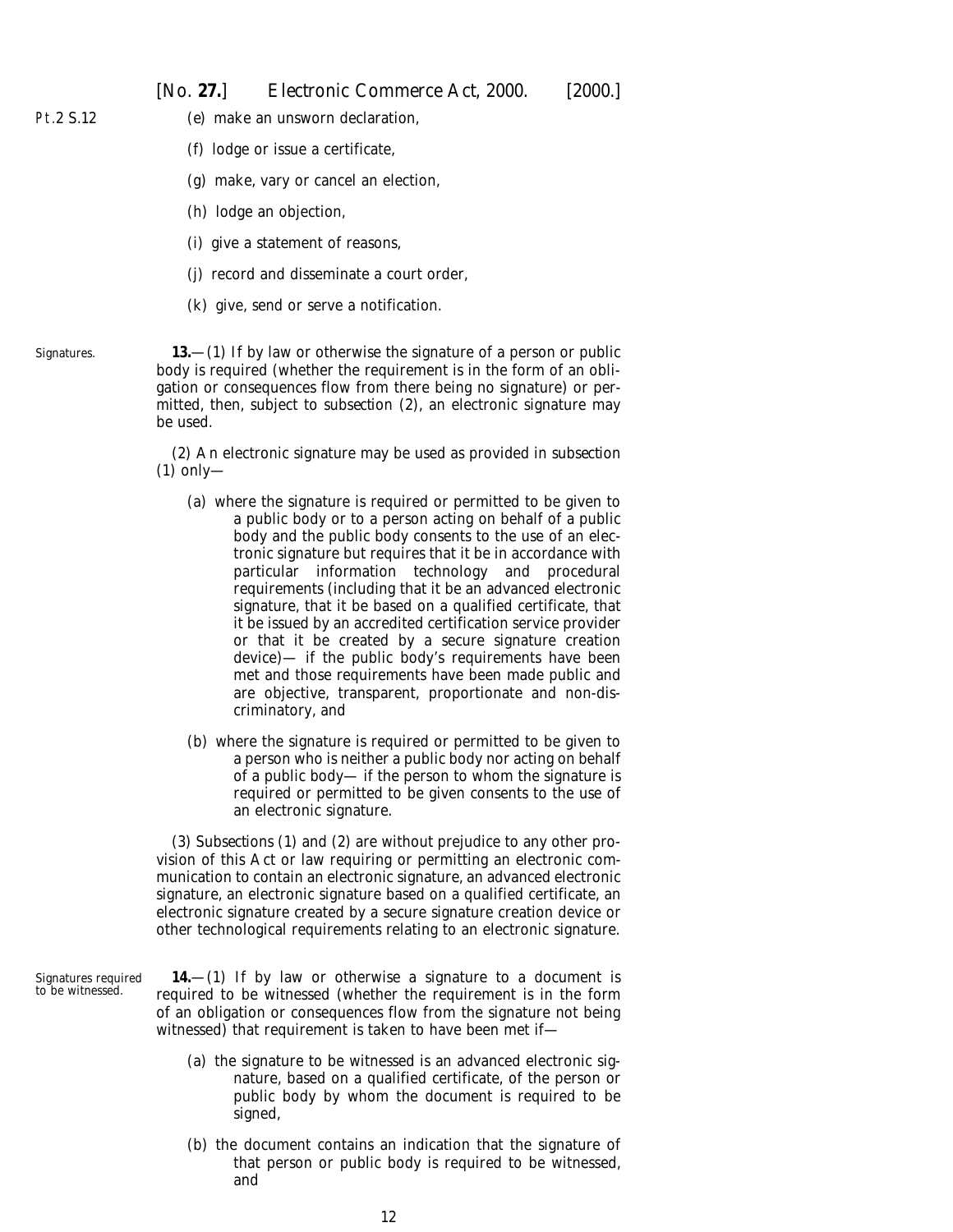(e) make an unsworn declaration,

(f) lodge or issue a certificate,

(g) make, vary or cancel an election,

(h) lodge an objection,

(i) give a statement of reasons,

(j) record and disseminate a court order,

(k) give, send or serve a notification.

Signatures.

**13.**—(1) If by law or otherwise the signature of a person or public body is required (whether the requirement is in the form of an obligation or consequences flow from there being no signature) or permitted, then, subject to *subsection (2)*, an electronic signature may be used.

(2) An electronic signature may be used as provided in *subsection (1)* only—

(*a*) where the signature is required or permitted to be given to a public body or to a person acting on behalf of a public body and the public body consents to the use of an electronic signature but requires that it be in accordance with particular information technology and procedural requirements (including that it be an advanced electronic signature, that it be based on a qualified certificate, that it be issued by an accredited certification service provider or that it be created by a secure signature creation device)— if the public body's requirements have been met and those requirements have been made public and are objective, transparent, proportionate and non-discriminatory, and

(*b*) where the signature is required or permitted to be given to a person who is neither a public body nor acting on behalf of a public body— if the person to whom the signature is required or permitted to be given consents to the use of an electronic signature.

(3) *Subsections (1)* and *(2)* are without prejudice to any other provision of this Act or law requiring or permitting an electronic communication to contain an electronic signature, an advanced electronic signature, an electronic signature based on a qualified certificate, an electronic signature created by a secure signature creation device or other technological requirements relating to an electronic signature.

Signatures required to be witnessed.

**14.**—(1) If by law or otherwise a signature to a document is required to be witnessed (whether the requirement is in the form of an obligation or consequences flow from the signature not being witnessed) that requirement is taken to have been met if—

(*a*) the signature to be witnessed is an advanced electronic signature, based on a qualified certificate, of the person or public body by whom the document is required to be signed,

(*b*) the document contains an indication that the signature of that person or public body is required to be witnessed, and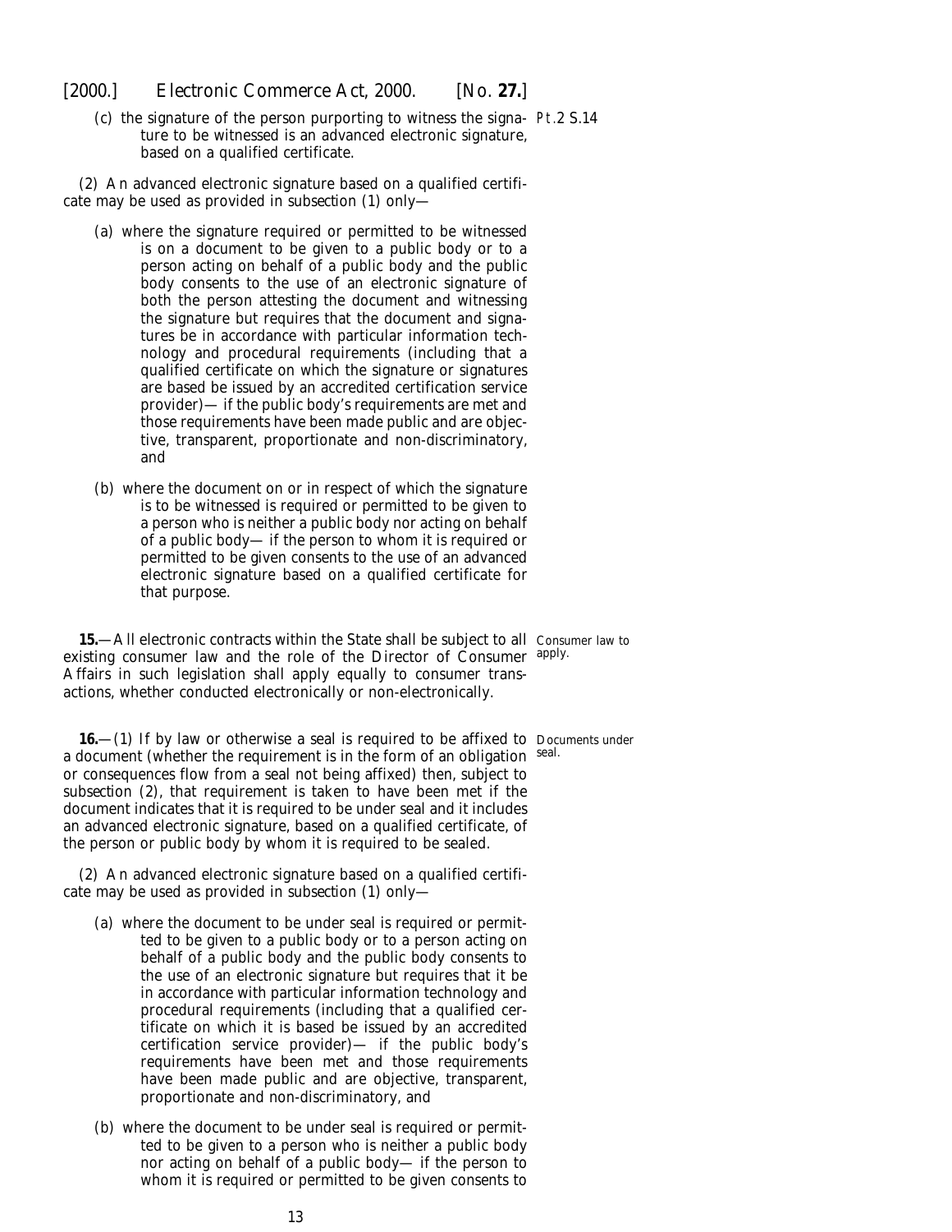(c) the signature of the person purporting to witness the signature to be witnessed is an advanced electronic signature, based on a qualified certificate.

(2) An advanced electronic signature based on a qualified certificate may be used as provided in *subsection (1)* only—

(a) where the signature required or permitted to be witnessed is on a document to be given to a public body or to a person acting on behalf of a public body and the public body consents to the use of an electronic signature of both the person attesting the document and witnessing the signature but requires that the document and signatures be in accordance with particular information technology and procedural requirements (including that a qualified certificate on which the signature or signatures are based be issued by an accredited certification service provider)— if the public body's requirements are met and those requirements have been made public and are objective, transparent, proportionate and non-discriminatory, and

(b) where the document on or in respect of which the signature is to be witnessed is required or permitted to be given to a person who is neither a public body nor acting on behalf of a public body— if the person to whom it is required or permitted to be given consents to the use of an advanced electronic signature based on a qualified certificate for that purpose.

Consumer law to apply.

**15.**—All electronic contracts within the State shall be subject to all existing consumer law and the role of the Director of Consumer Affairs in such legislation shall apply equally to consumer transactions, whether conducted electronically or non-electronically.

Documents under seal.

**16.**—(1) If by law or otherwise a seal is required to be affixed to a document (whether the requirement is in the form of an obligation or consequences flow from a seal not being affixed) then, subject to *subsection (2)*, that requirement is taken to have been met if the document indicates that it is required to be under seal and it includes an advanced electronic signature, based on a qualified certificate, of the person or public body by whom it is required to be sealed.

(2) An advanced electronic signature based on a qualified certificate may be used as provided in *subsection (1)* only—

(a) where the document to be under seal is required or permitted to be given to a public body or to a person acting on behalf of a public body and the public body consents to the use of an electronic signature but requires that it be in accordance with particular information technology and procedural requirements (including that a qualified certificate on which it is based be issued by an accredited certification service provider)— if the public body's requirements have been met and those requirements have been made public and are objective, transparent, proportionate and non-discriminatory, and

(b) where the document to be under seal is required or permitted to be given to a person who is neither a public body nor acting on behalf of a public body— if the person to whom it is required or permitted to be given consents to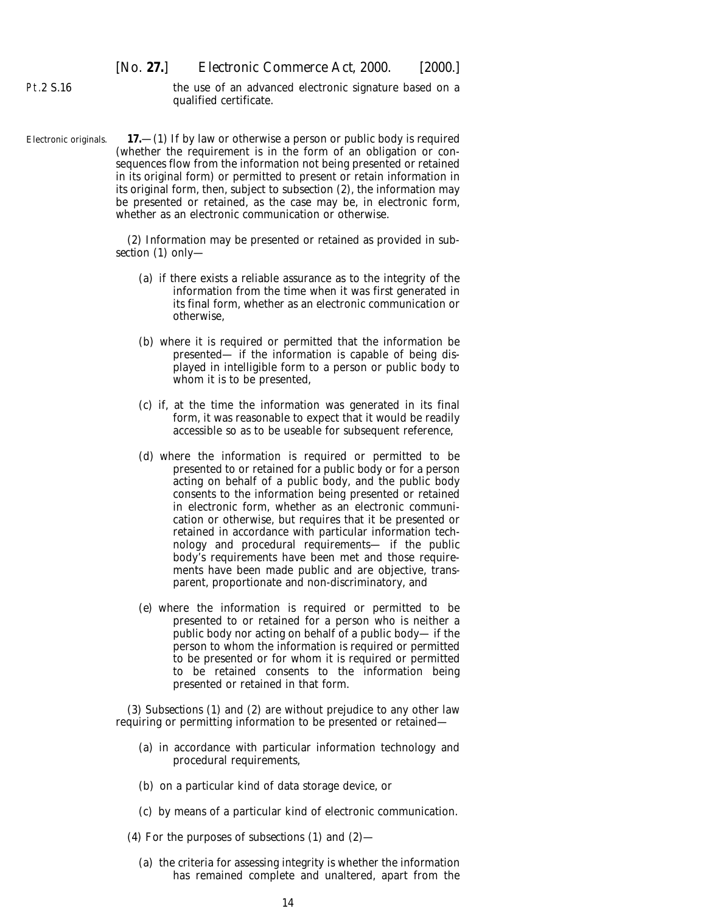the use of an advanced electronic signature based on a qualified certificate.

Electronic originals.

**17.**—(1) If by law or otherwise a person or public body is required (whether the requirement is in the form of an obligation or consequences flow from the information not being presented or retained in its original form) or permitted to present or retain information in its original form, then, subject to subsection (2), the information may be presented or retained, as the case may be, in electronic form, whether as an electronic communication or otherwise.

(2) Information may be presented or retained as provided in subsection (1) only—

(*a*) if there exists a reliable assurance as to the integrity of the information from the time when it was first generated in its final form, whether as an electronic communication or otherwise,

(*b*) where it is required or permitted that the information be presented— if the information is capable of being displayed in intelligible form to a person or public body to whom it is to be presented,

(*c*) if, at the time the information was generated in its final form, it was reasonable to expect that it would be readily accessible so as to be useable for subsequent reference,

(*d*) where the information is required or permitted to be presented to or retained for a public body or for a person acting on behalf of a public body, and the public body consents to the information being presented or retained in electronic form, whether as an electronic communication or otherwise, but requires that it be presented or retained in accordance with particular information technology and procedural requirements— if the public body's requirements have been met and those requirements have been made public and are objective, transparent, proportionate and non-discriminatory, and

(*e*) where the information is required or permitted to be presented to or retained for a person who is neither a public body nor acting on behalf of a public body— if the person to whom the information is required or permitted to be presented or for whom it is required or permitted to be retained consents to the information being presented or retained in that form.

(3) Subsections (1) and (2) are without prejudice to any other law requiring or permitting information to be presented or retained—

(*a*) in accordance with particular information technology and procedural requirements,

(*b*) on a particular kind of data storage device, or

(*c*) by means of a particular kind of electronic communication.

(4) For the purposes of subsections (1) and (2)—

(*a*) the criteria for assessing integrity is whether the information has remained complete and unaltered, apart from the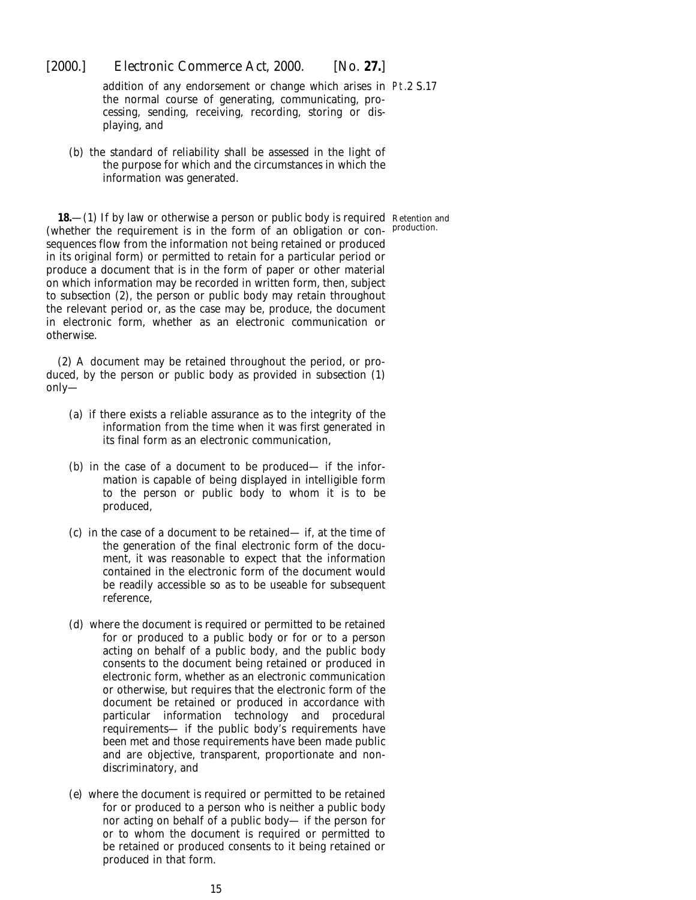addition of any endorsement or change which arises in the normal course of generating, communicating, processing, sending, receiving, recording, storing or displaying, and

(b) the standard of reliability shall be assessed in the light of the purpose for which and the circumstances in which the information was generated.

Retention and production.

**18.**—(1) If by law or otherwise a person or public body is required (whether the requirement is in the form of an obligation or consequences flow from the information not being retained or produced in its original form) or permitted to retain for a particular period or produce a document that is in the form of paper or other material on which information may be recorded in written form, then, subject to *subsection (2)*, the person or public body may retain throughout the relevant period or, as the case may be, produce, the document in electronic form, whether as an electronic communication or otherwise.

(2) A document may be retained throughout the period, or produced, by the person or public body as provided in *subsection (1)* only—

(*a*) if there exists a reliable assurance as to the integrity of the information from the time when it was first generated in its final form as an electronic communication,

(*b*) in the case of a document to be produced— if the information is capable of being displayed in intelligible form to the person or public body to whom it is to be produced,

(*c*) in the case of a document to be retained— if, at the time of the generation of the final electronic form of the document, it was reasonable to expect that the information contained in the electronic form of the document would be readily accessible so as to be useable for subsequent reference,

(*d*) where the document is required or permitted to be retained for or produced to a public body or for or to a person acting on behalf of a public body, and the public body consents to the document being retained or produced in electronic form, whether as an electronic communication or otherwise, but requires that the electronic form of the document be retained or produced in accordance with particular information technology and procedural requirements— if the public body's requirements have been met and those requirements have been made public and are objective, transparent, proportionate and non-discriminatory, and

(*e*) where the document is required or permitted to be retained for or produced to a person who is neither a public body nor acting on behalf of a public body— if the person for or to whom the document is required or permitted to be retained or produced consents to it being retained or produced in that form.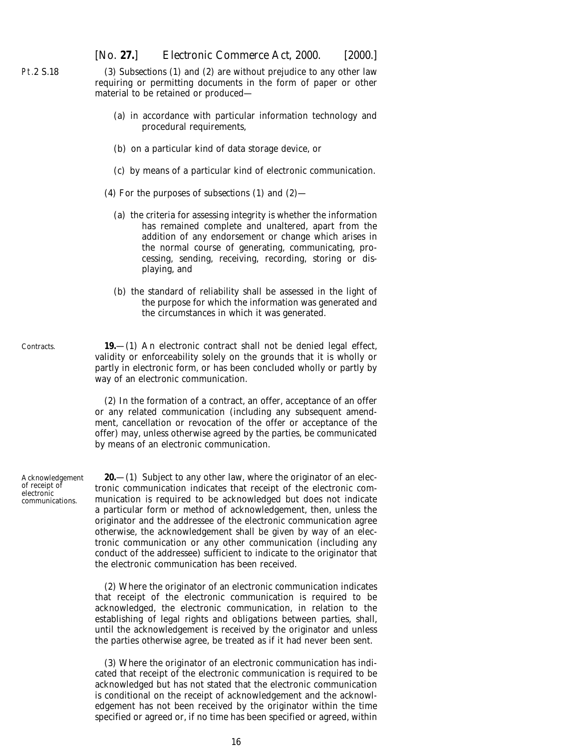(3) Subsections (1) and (2) are without prejudice to any other law requiring or permitting documents in the form of paper or other material to be retained or produced—

(a) in accordance with particular information technology and procedural requirements,

(b) on a particular kind of data storage device, or

(c) by means of a particular kind of electronic communication.

(4) For the purposes of subsections (1) and (2)—

(a) the criteria for assessing integrity is whether the information has remained complete and unaltered, apart from the addition of any endorsement or change which arises in the normal course of generating, communicating, processing, sending, receiving, recording, storing or displaying, and

(b) the standard of reliability shall be assessed in the light of the purpose for which the information was generated and the circumstances in which it was generated.

Contracts.

**19.**—(1) An electronic contract shall not be denied legal effect, validity or enforceability solely on the grounds that it is wholly or partly in electronic form, or has been concluded wholly or partly by way of an electronic communication.

(2) In the formation of a contract, an offer, acceptance of an offer or any related communication (including any subsequent amendment, cancellation or revocation of the offer or acceptance of the offer) may, unless otherwise agreed by the parties, be communicated by means of an electronic communication.

Acknowledgement of receipt of electronic communications.

**20.**—(1) Subject to any other law, where the originator of an electronic communication indicates that receipt of the electronic communication is required to be acknowledged but does not indicate a particular form or method of acknowledgement, then, unless the originator and the addressee of the electronic communication agree otherwise, the acknowledgement shall be given by way of an electronic communication or any other communication (including any conduct of the addressee) sufficient to indicate to the originator that the electronic communication has been received.

(2) Where the originator of an electronic communication indicates that receipt of the electronic communication is required to be acknowledged, the electronic communication, in relation to the establishing of legal rights and obligations between parties, shall, until the acknowledgement is received by the originator and unless the parties otherwise agree, be treated as if it had never been sent.

(3) Where the originator of an electronic communication has indicated that receipt of the electronic communication is required to be acknowledged but has not stated that the electronic communication is conditional on the receipt of acknowledgement and the acknowledgement has not been received by the originator within the time specified or agreed or, if no time has been specified or agreed, within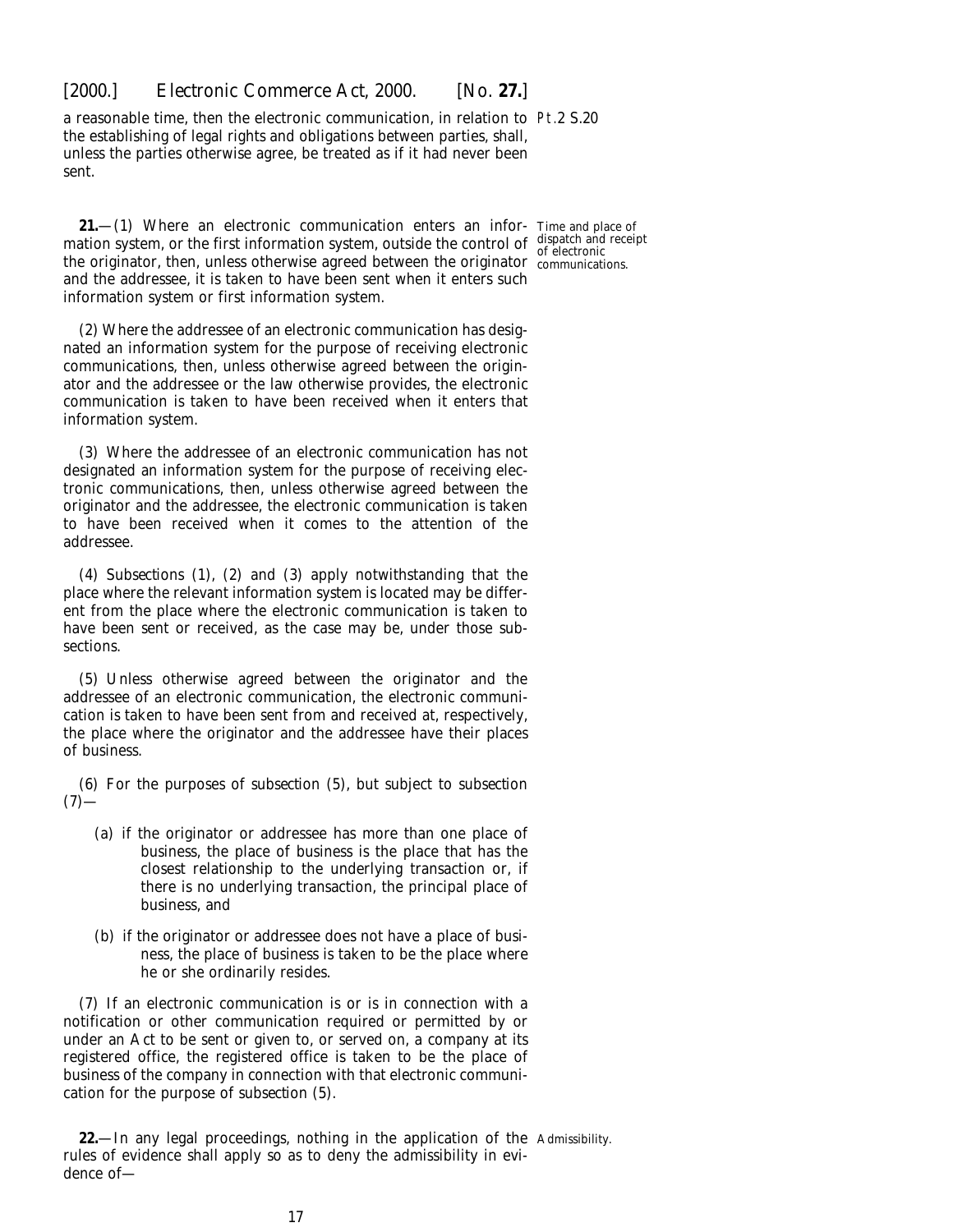a reasonable time, then the electronic communication, in relation to the establishing of legal rights and obligations between parties, shall, unless the parties otherwise agree, be treated as if it had never been sent.

Time and place of dispatch and receipt of electronic communications.

**21.**—(1) Where an electronic communication enters an information system, or the first information system, outside the control of the originator, then, unless otherwise agreed between the originator and the addressee, it is taken to have been sent when it enters such information system or first information system.

(2) Where the addressee of an electronic communication has designated an information system for the purpose of receiving electronic communications, then, unless otherwise agreed between the originator and the addressee or the law otherwise provides, the electronic communication is taken to have been received when it enters that information system.

(3) Where the addressee of an electronic communication has not designated an information system for the purpose of receiving electronic communications, then, unless otherwise agreed between the originator and the addressee, the electronic communication is taken to have been received when it comes to the attention of the addressee.

(4) *Subsections (1)*, *(2)* and *(3)* apply notwithstanding that the place where the relevant information system is located may be different from the place where the electronic communication is taken to have been sent or received, as the case may be, under those subsections.

(5) Unless otherwise agreed between the originator and the addressee of an electronic communication, the electronic communication is taken to have been sent from and received at, respectively, the place where the originator and the addressee have their places of business.

(6) For the purposes of *subsection (5)*, but subject to *subsection (7)*—

(*a*) if the originator or addressee has more than one place of business, the place of business is the place that has the closest relationship to the underlying transaction or, if there is no underlying transaction, the principal place of business, and

(*b*) if the originator or addressee does not have a place of business, the place of business is taken to be the place where he or she ordinarily resides.

(7) If an electronic communication is or is in connection with a notification or other communication required or permitted by or under an Act to be sent or given to, or served on, a company at its registered office, the registered office is taken to be the place of business of the company in connection with that electronic communication for the purpose of *subsection (5)*.

Admissibility.

**22.**—In any legal proceedings, nothing in the application of the rules of evidence shall apply so as to deny the admissibility in evidence of—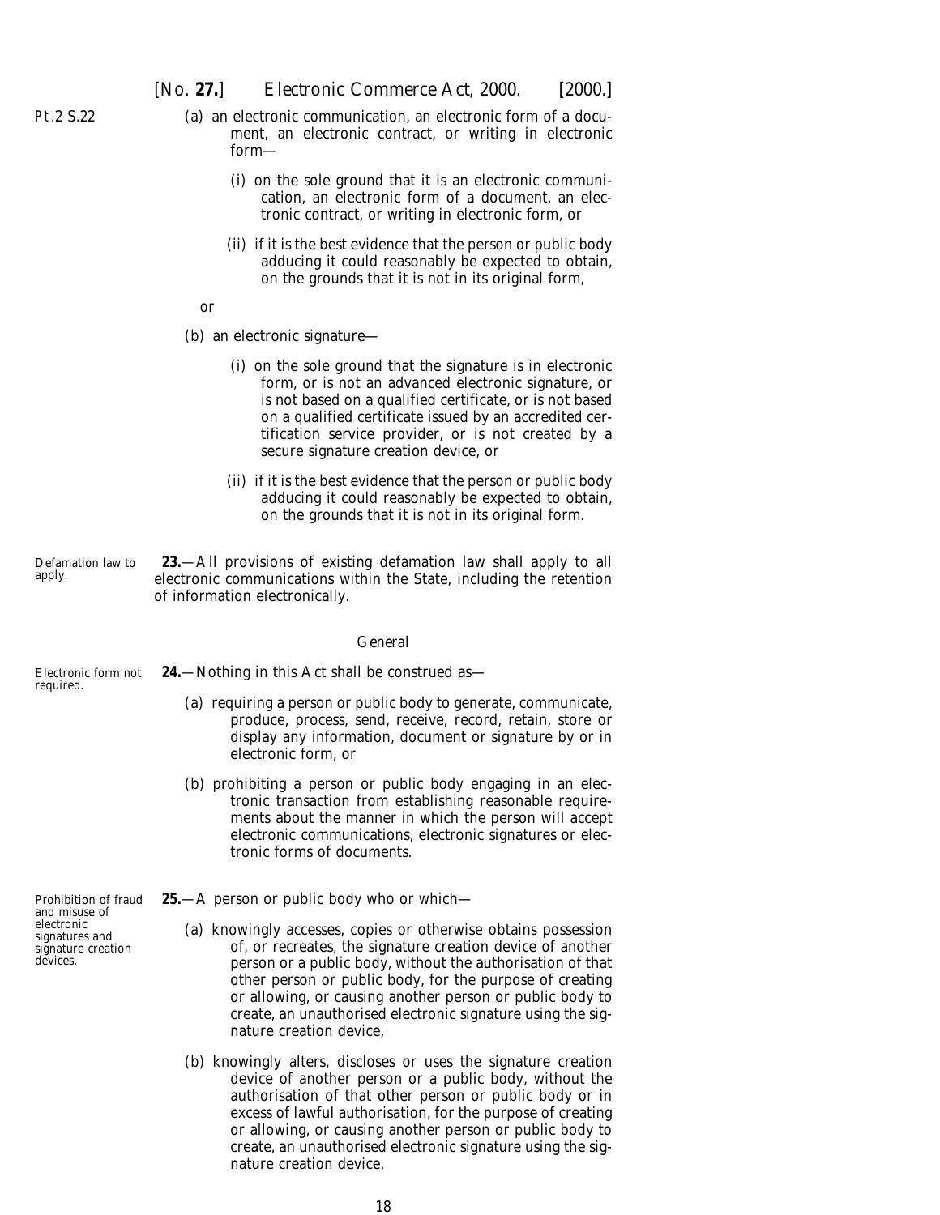(a) an electronic communication, an electronic form of a document, an electronic contract, or writing in electronic form—

(i) on the sole ground that it is an electronic communication, an electronic form of a document, an electronic contract, or writing in electronic form, or

(ii) if it is the best evidence that the person or public body adducing it could reasonably be expected to obtain, on the grounds that it is not in its original form,

or

(b) an electronic signature—

(i) on the sole ground that the signature is in electronic form, or is not an advanced electronic signature, or is not based on a qualified certificate, or is not based on a qualified certificate issued by an accredited certification service provider, or is not created by a secure signature creation device, or

(ii) if it is the best evidence that the person or public body adducing it could reasonably be expected to obtain, on the grounds that it is not in its original form.

Defamation law to apply.

**23.**—All provisions of existing defamation law shall apply to all electronic communications within the State, including the retention of information electronically.

*General*

Electronic form not required.

**24.**—Nothing in this Act shall be construed as—

(a) requiring a person or public body to generate, communicate, produce, process, send, receive, record, retain, store or display any information, document or signature by or in electronic form, or

(b) prohibiting a person or public body engaging in an electronic transaction from establishing reasonable requirements about the manner in which the person will accept electronic communications, electronic signatures or electronic forms of documents.

Prohibition of fraud and misuse of electronic signatures and signature creation devices.

**25.**—A person or public body who or which—

(a) knowingly accesses, copies or otherwise obtains possession of, or recreates, the signature creation device of another person or a public body, without the authorisation of that other person or public body, for the purpose of creating or allowing, or causing another person or public body to create, an unauthorised electronic signature using the signature creation device,

(b) knowingly alters, discloses or uses the signature creation device of another person or a public body, without the authorisation of that other person or public body or in excess of lawful authorisation, for the purpose of creating or allowing, or causing another person or public body to create, an unauthorised electronic signature using the signature creation device,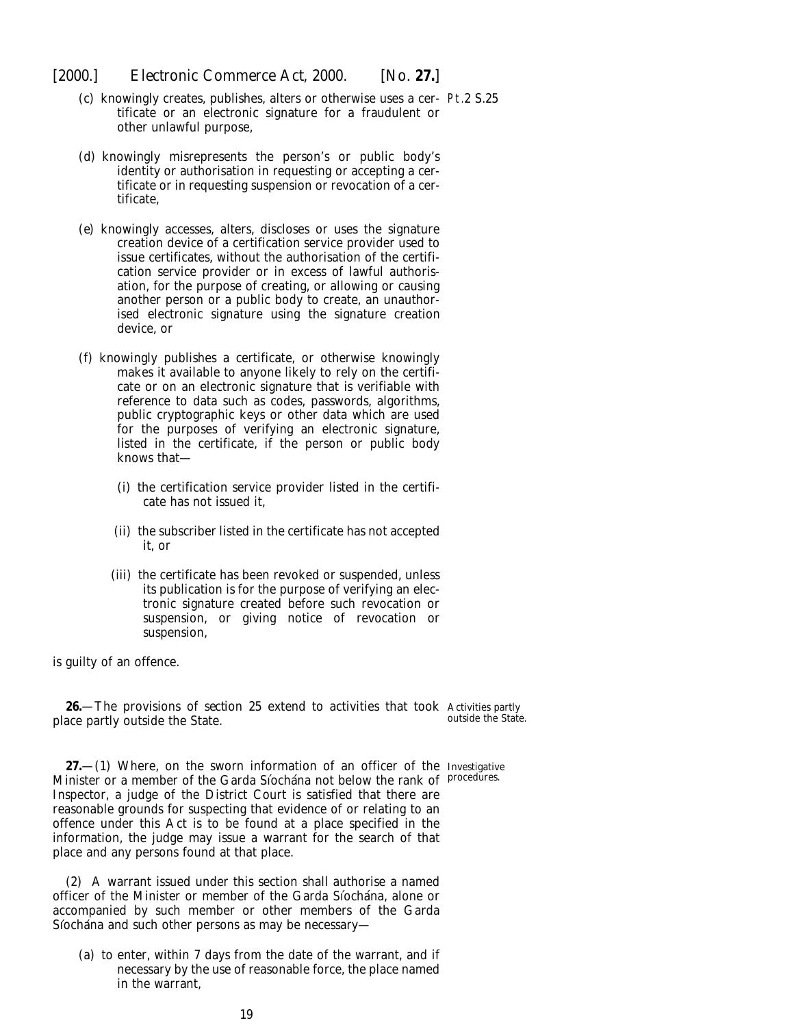(c) knowingly creates, publishes, alters or otherwise uses a certificate or an electronic signature for a fraudulent or other unlawful purpose,

(d) knowingly misrepresents the person's or public body's identity or authorisation in requesting or accepting a certificate or in requesting suspension or revocation of a certificate,

(e) knowingly accesses, alters, discloses or uses the signature creation device of a certification service provider used to issue certificates, without the authorisation of the certification service provider or in excess of lawful authorisation, for the purpose of creating, or allowing or causing another person or a public body to create, an unauthorised electronic signature using the signature creation device, or

(f) knowingly publishes a certificate, or otherwise knowingly makes it available to anyone likely to rely on the certificate or on an electronic signature that is verifiable with reference to data such as codes, passwords, algorithms, public cryptographic keys or other data which are used for the purposes of verifying an electronic signature, listed in the certificate, if the person or public body knows that—

(i) the certification service provider listed in the certificate has not issued it,

(ii) the subscriber listed in the certificate has not accepted it, or

(iii) the certificate has been revoked or suspended, unless its publication is for the purpose of verifying an electronic signature created before such revocation or suspension, or giving notice of revocation or suspension,

is guilty of an offence.

**26.**—The provisions of *section 25* extend to activities that took place partly outside the State.

Activities partly outside the State.

**27.**—(1) Where, on the sworn information of an officer of the Minister or a member of the Garda Síochána not below the rank of Inspector, a judge of the District Court is satisfied that there are reasonable grounds for suspecting that evidence of or relating to an offence under this Act is to be found at a place specified in the information, the judge may issue a warrant for the search of that place and any persons found at that place.

Investigative procedures.

(2) A warrant issued under this section shall authorise a named officer of the Minister or member of the Garda Síochána, alone or accompanied by such member or other members of the Garda Síochána and such other persons as may be necessary—

(a) to enter, within 7 days from the date of the warrant, and if necessary by the use of reasonable force, the place named in the warrant,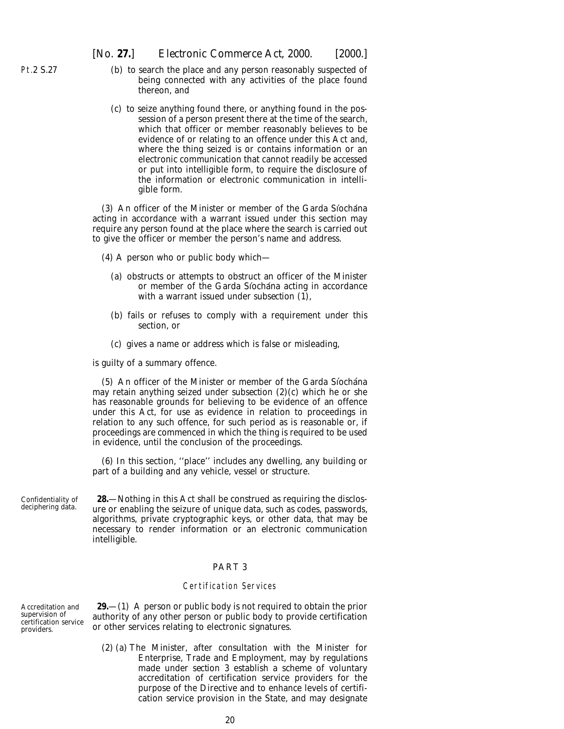(b) to search the place and any person reasonably suspected of being connected with any activities of the place found thereon, and

(c) to seize anything found there, or anything found in the possession of a person present there at the time of the search, which that officer or member reasonably believes to be evidence of or relating to an offence under this Act and, where the thing seized is or contains information or an electronic communication that cannot readily be accessed or put into intelligible form, to require the disclosure of the information or electronic communication in intelligible form.

(3) An officer of the Minister or member of the Garda Síochána acting in accordance with a warrant issued under this section may require any person found at the place where the search is carried out to give the officer or member the person's name and address.

(4) A person who or public body which—

(a) obstructs or attempts to obstruct an officer of the Minister or member of the Garda Síochána acting in accordance with a warrant issued under *subsection (1)*,

(b) fails or refuses to comply with a requirement under this section, or

(c) gives a name or address which is false or misleading,

is guilty of a summary offence.

(5) An officer of the Minister or member of the Garda Síochána may retain anything seized under *subsection (2)(c)* which he or she has reasonable grounds for believing to be evidence of an offence under this Act, for use as evidence in relation to proceedings in relation to any such offence, for such period as is reasonable or, if proceedings are commenced in which the thing is required to be used in evidence, until the conclusion of the proceedings.

(6) In this section, ''place'' includes any dwelling, any building or part of a building and any vehicle, vessel or structure.

*Confidentiality of deciphering data.*

**28.**—Nothing in this Act shall be construed as requiring the disclosure or enabling the seizure of unique data, such as codes, passwords, algorithms, private cryptographic keys, or other data, that may be necessary to render information or an electronic communication intelligible.

## PART 3

### *Certification Services*

*Accreditation and supervision of certification service providers.*

**29.**—(1) A person or public body is not required to obtain the prior authority of any other person or public body to provide certification or other services relating to electronic signatures.

(2) (a) The Minister, after consultation with the Minister for Enterprise, Trade and Employment, may by regulations made under *section 3* establish a scheme of voluntary accreditation of certification service providers for the purpose of the Directive and to enhance levels of certification service provision in the State, and may designate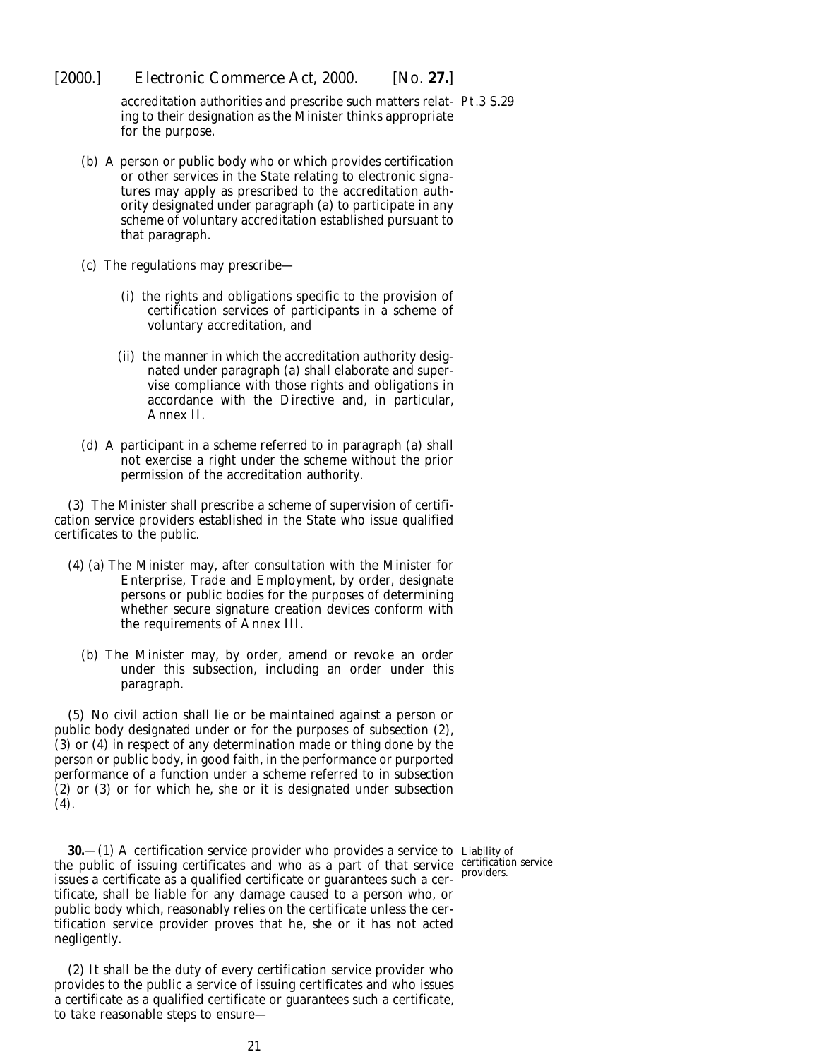accreditation authorities and prescribe such matters relating to their designation as the Minister thinks appropriate for the purpose.

(*b*) A person or public body who or which provides certification or other services in the State relating to electronic signatures may apply as prescribed to the accreditation authority designated under *paragraph (a)* to participate in any scheme of voluntary accreditation established pursuant to that paragraph.

(*c*) The regulations may prescribe—

(i) the rights and obligations specific to the provision of certification services of participants in a scheme of voluntary accreditation, and

(ii) the manner in which the accreditation authority designated under *paragraph (a)* shall elaborate and supervise compliance with those rights and obligations in accordance with the Directive and, in particular, Annex II.

(*d*) A participant in a scheme referred to in *paragraph (a)* shall not exercise a right under the scheme without the prior permission of the accreditation authority.

(3) The Minister shall prescribe a scheme of supervision of certification service providers established in the State who issue qualified certificates to the public.

(4) (*a*) The Minister may, after consultation with the Minister for Enterprise, Trade and Employment, by order, designate persons or public bodies for the purposes of determining whether secure signature creation devices conform with the requirements of Annex III.

(*b*) The Minister may, by order, amend or revoke an order under this subsection, including an order under this paragraph.

(5) No civil action shall lie or be maintained against a person or public body designated under or for the purposes of *subsection (2)*, *(3)* or *(4)* in respect of any determination made or thing done by the person or public body, in good faith, in the performance or purported performance of a function under a scheme referred to in *subsection (2)* or *(3)* or for which he, she or it is designated under *subsection (4)*.

Liability of certification service providers.

**30.**—(1) A certification service provider who provides a service to the public of issuing certificates and who as a part of that service issues a certificate as a qualified certificate or guarantees such a certificate, shall be liable for any damage caused to a person who, or public body which, reasonably relies on the certificate unless the certification service provider proves that he, she or it has not acted negligently.

(2) It shall be the duty of every certification service provider who provides to the public a service of issuing certificates and who issues a certificate as a qualified certificate or guarantees such a certificate, to take reasonable steps to ensure—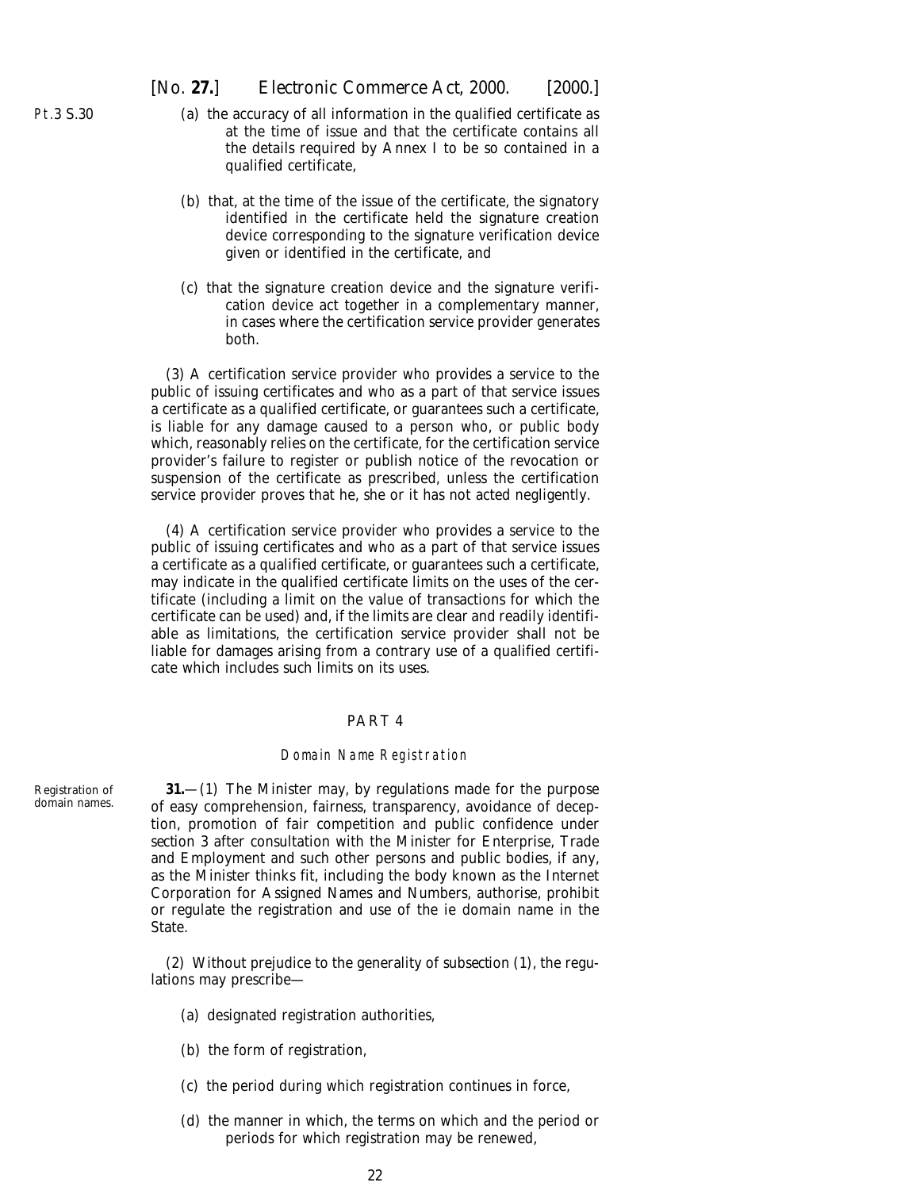(a) the accuracy of all information in the qualified certificate as at the time of issue and that the certificate contains all the details required by Annex I to be so contained in a qualified certificate,

(b) that, at the time of the issue of the certificate, the signatory identified in the certificate held the signature creation device corresponding to the signature verification device given or identified in the certificate, and

(c) that the signature creation device and the signature verification device act together in a complementary manner, in cases where the certification service provider generates both.

(3) A certification service provider who provides a service to the public of issuing certificates and who as a part of that service issues a certificate as a qualified certificate, or guarantees such a certificate, is liable for any damage caused to a person who, or public body which, reasonably relies on the certificate, for the certification service provider's failure to register or publish notice of the revocation or suspension of the certificate as prescribed, unless the certification service provider proves that he, she or it has not acted negligently.

(4) A certification service provider who provides a service to the public of issuing certificates and who as a part of that service issues a certificate as a qualified certificate, or guarantees such a certificate, may indicate in the qualified certificate limits on the uses of the certificate (including a limit on the value of transactions for which the certificate can be used) and, if the limits are clear and readily identifiable as limitations, the certification service provider shall not be liable for damages arising from a contrary use of a qualified certificate which includes such limits on its uses.

## PART 4

### *Domain Name Registration*

Registration of domain names.

**31.**—(1) The Minister may, by regulations made for the purpose of easy comprehension, fairness, transparency, avoidance of deception, promotion of fair competition and public confidence under section 3 after consultation with the Minister for Enterprise, Trade and Employment and such other persons and public bodies, if any, as the Minister thinks fit, including the body known as the Internet Corporation for Assigned Names and Numbers, authorise, prohibit or regulate the registration and use of the ie domain name in the State.

(2) Without prejudice to the generality of subsection (1), the regulations may prescribe—

(a) designated registration authorities,

(b) the form of registration,

(c) the period during which registration continues in force,

(d) the manner in which, the terms on which and the period or periods for which registration may be renewed,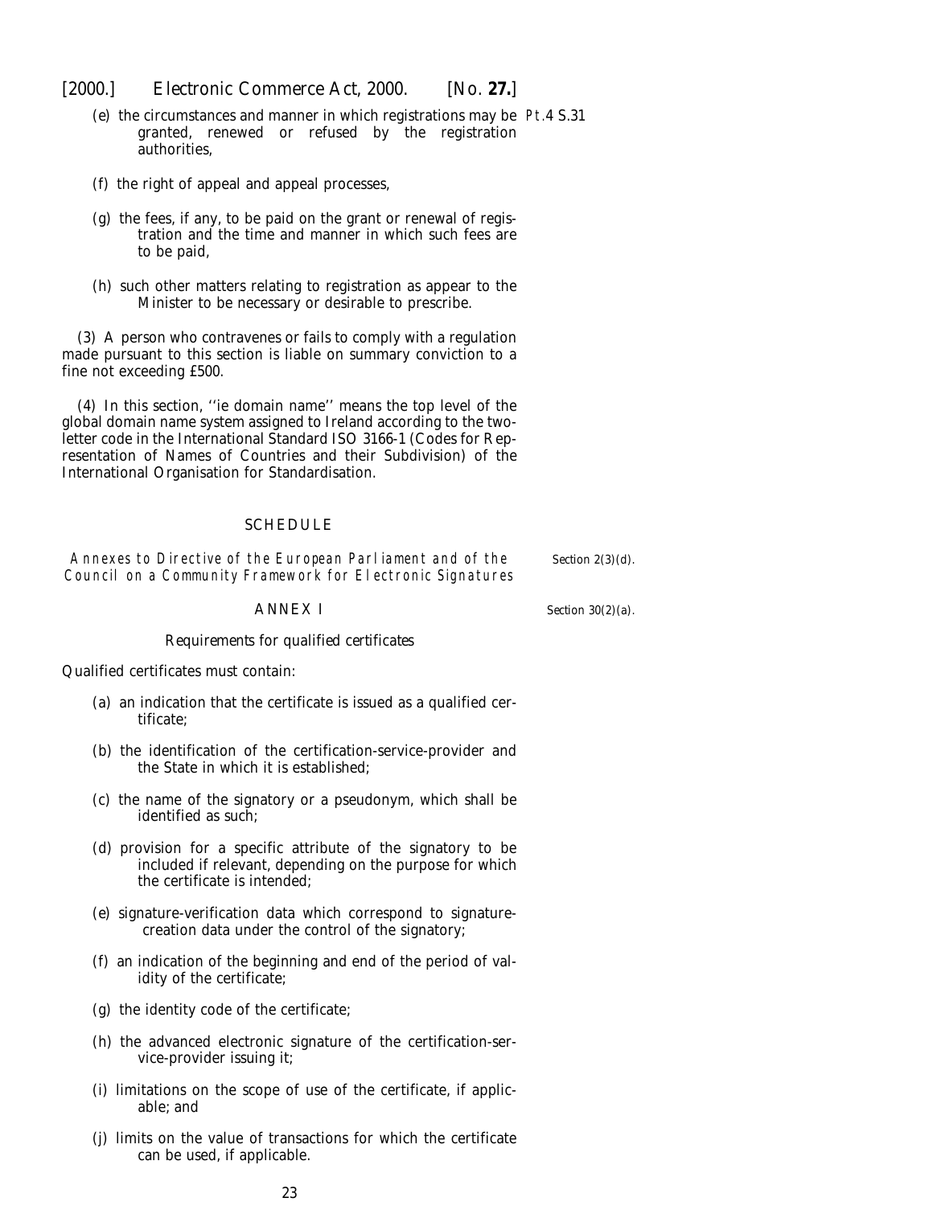(e) the circumstances and manner in which registrations may be granted, renewed or refused by the registration authorities,

(f) the right of appeal and appeal processes,

(g) the fees, if any, to be paid on the grant or renewal of registration and the time and manner in which such fees are to be paid,

(h) such other matters relating to registration as appear to the Minister to be necessary or desirable to prescribe.

(3) A person who contravenes or fails to comply with a regulation made pursuant to this section is liable on summary conviction to a fine not exceeding £500.

(4) In this section, ''ie domain name'' means the top level of the global domain name system assigned to Ireland according to the two-letter code in the International Standard ISO 3166-1 (Codes for Representation of Names of Countries and their Subdivision) of the International Organisation for Standardisation.

## SCHEDULE

*Annexes to Directive of the European Parliament and of the Council on a Community Framework for Electronic Signatures*

Section 2(3)(d).

### ANNEX I

Section 30(2)(a).

*Requirements for qualified certificates*

Qualified certificates must contain:

(a) an indication that the certificate is issued as a qualified certificate;

(b) the identification of the certification-service-provider and the State in which it is established;

(c) the name of the signatory or a pseudonym, which shall be identified as such;

(d) provision for a specific attribute of the signatory to be included if relevant, depending on the purpose for which the certificate is intended;

(e) signature-verification data which correspond to signature-creation data under the control of the signatory;

(f) an indication of the beginning and end of the period of validity of the certificate;

(g) the identity code of the certificate;

(h) the advanced electronic signature of the certification-service-provider issuing it;

(i) limitations on the scope of use of the certificate, if applicable; and

(j) limits on the value of transactions for which the certificate can be used, if applicable.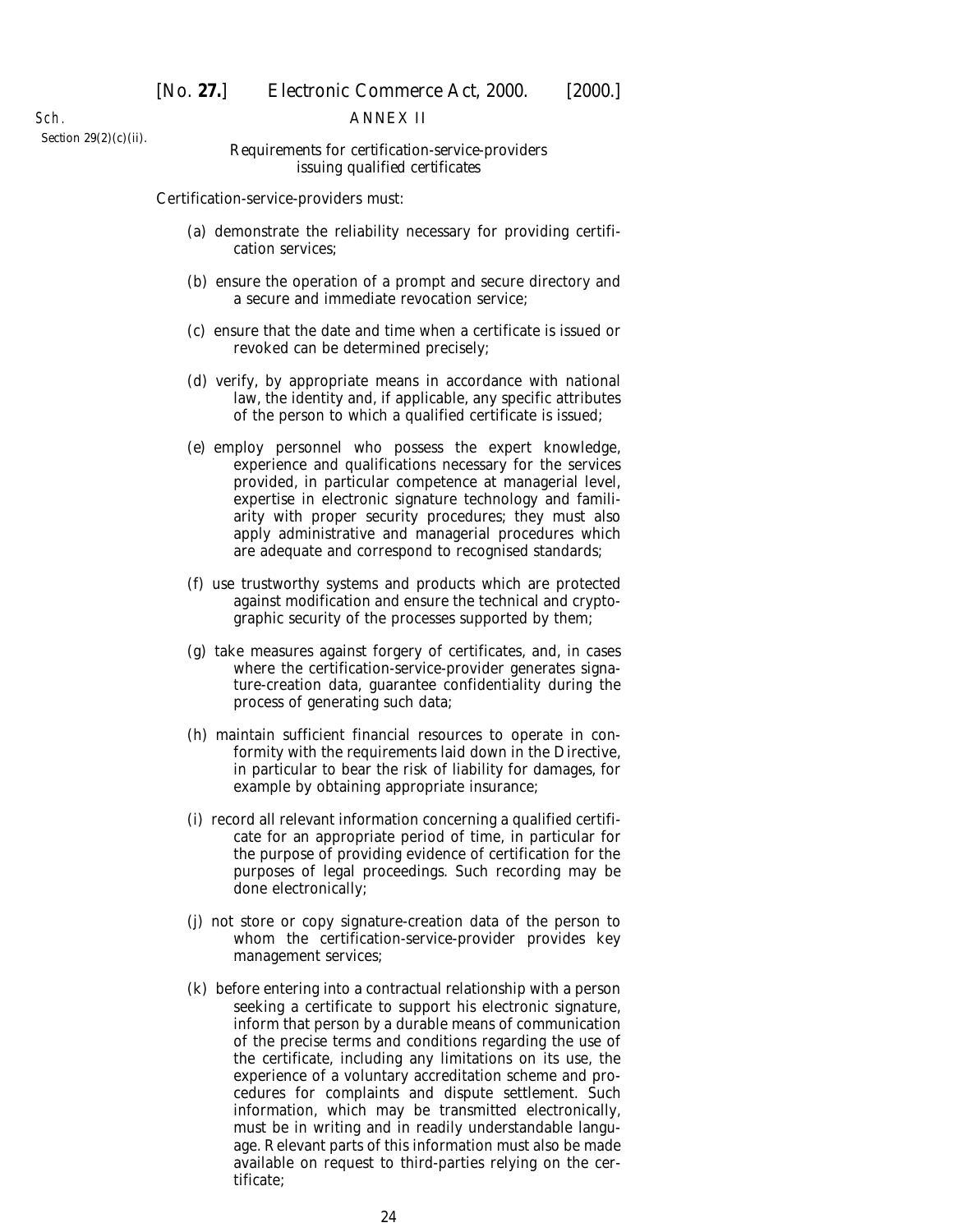Sch.

Section 29(2)(c)(ii).

ANNEX II

*Requirements for certification-service-providers issuing qualified certificates*

Certification-service-providers must:

(*a*) demonstrate the reliability necessary for providing certification services;

(*b*) ensure the operation of a prompt and secure directory and a secure and immediate revocation service;

(*c*) ensure that the date and time when a certificate is issued or revoked can be determined precisely;

(*d*) verify, by appropriate means in accordance with national law, the identity and, if applicable, any specific attributes of the person to which a qualified certificate is issued;

(*e*) employ personnel who possess the expert knowledge, experience and qualifications necessary for the services provided, in particular competence at managerial level, expertise in electronic signature technology and familiarity with proper security procedures; they must also apply administrative and managerial procedures which are adequate and correspond to recognised standards;

(*f*) use trustworthy systems and products which are protected against modification and ensure the technical and cryptographic security of the processes supported by them;

(*g*) take measures against forgery of certificates, and, in cases where the certification-service-provider generates signature-creation data, guarantee confidentiality during the process of generating such data;

(*h*) maintain sufficient financial resources to operate in conformity with the requirements laid down in the Directive, in particular to bear the risk of liability for damages, for example by obtaining appropriate insurance;

(*i*) record all relevant information concerning a qualified certificate for an appropriate period of time, in particular for the purpose of providing evidence of certification for the purposes of legal proceedings. Such recording may be done electronically;

(*j*) not store or copy signature-creation data of the person to whom the certification-service-provider provides key management services;

(*k*) before entering into a contractual relationship with a person seeking a certificate to support his electronic signature, inform that person by a durable means of communication of the precise terms and conditions regarding the use of the certificate, including any limitations on its use, the experience of a voluntary accreditation scheme and procedures for complaints and dispute settlement. Such information, which may be transmitted electronically, must be in writing and in readily understandable language. Relevant parts of this information must also be made available on request to third-parties relying on the certificate;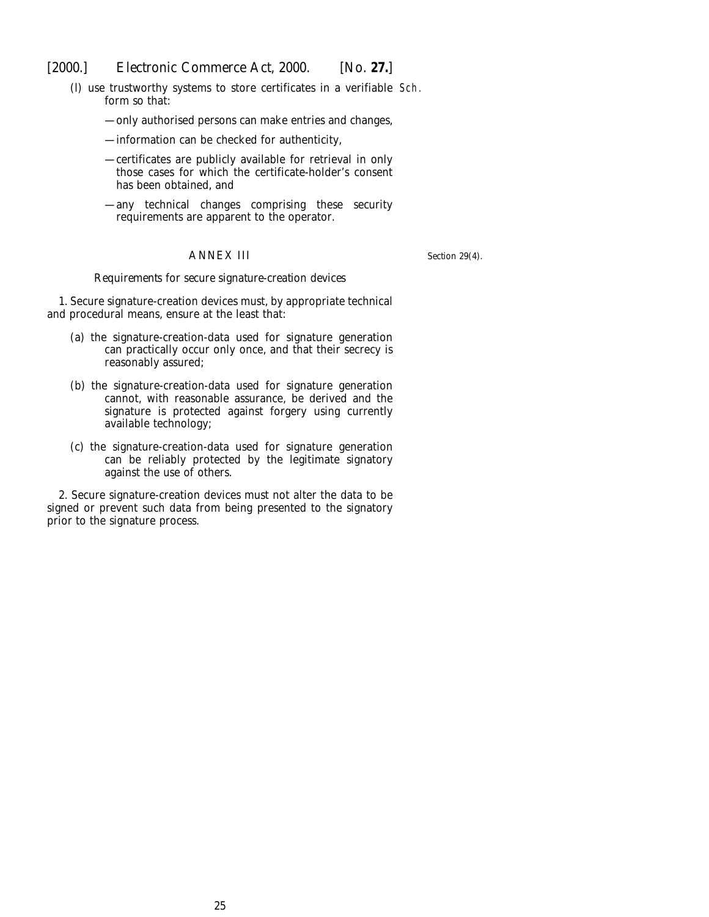(l) use trustworthy systems to store certificates in a verifiable form so that:

— only authorised persons can make entries and changes,

— information can be checked for authenticity,

— certificates are publicly available for retrieval in only those cases for which the certificate-holder's consent has been obtained, and

— any technical changes comprising these security requirements are apparent to the operator.

## ANNEX III

Section 29(4).

*Requirements for secure signature-creation devices*

1. Secure signature-creation devices must, by appropriate technical and procedural means, ensure at the least that:

(a) the signature-creation-data used for signature generation can practically occur only once, and that their secrecy is reasonably assured;

(b) the signature-creation-data used for signature generation cannot, with reasonable assurance, be derived and the signature is protected against forgery using currently available technology;

(c) the signature-creation-data used for signature generation can be reliably protected by the legitimate signatory against the use of others.

2. Secure signature-creation devices must not alter the data to be signed or prevent such data from being presented to the signatory prior to the signature process.